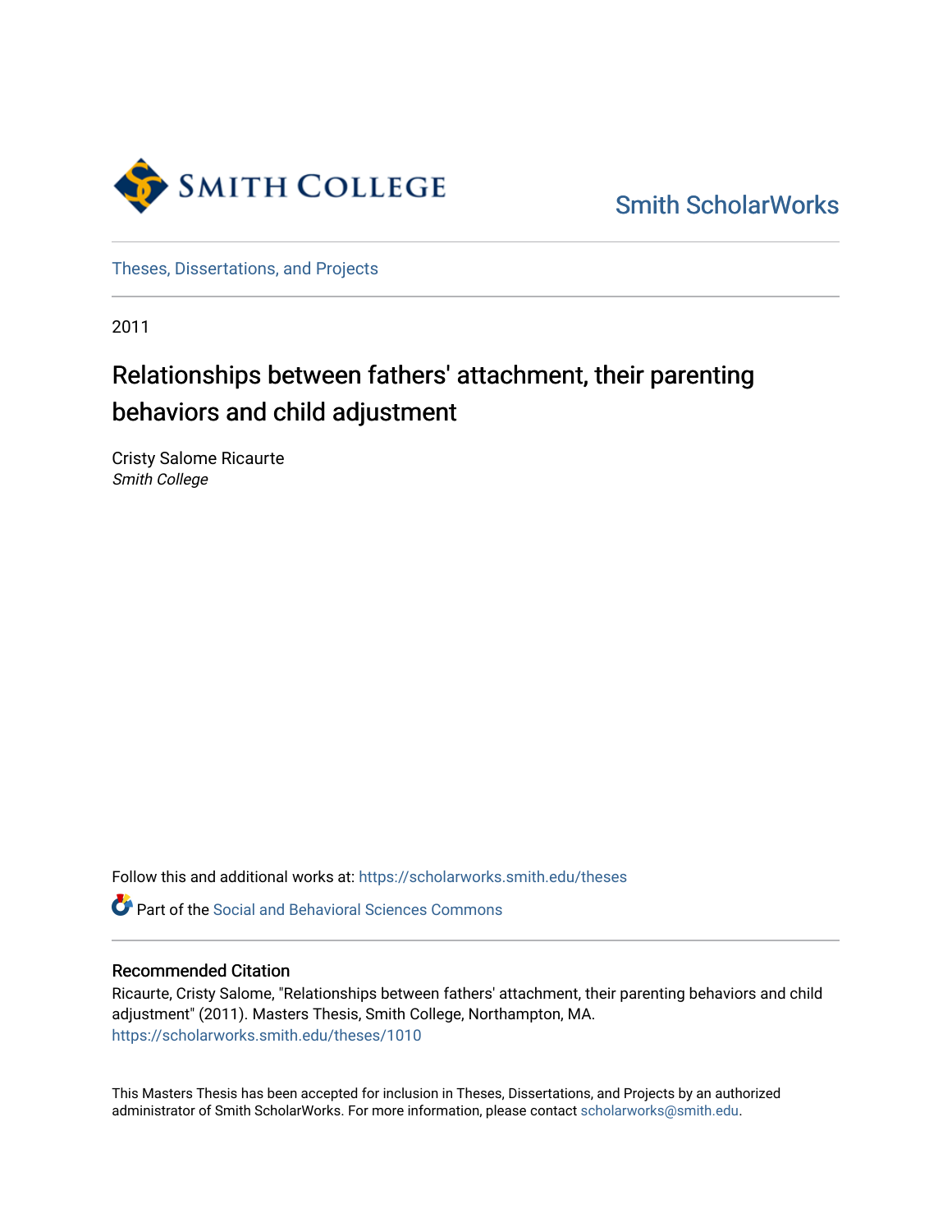Smith ScholarWorks

Theses, Dissertations, and Projects

2011

# Relationships between fathers' attachment, their parenting behaviors and child adjustment

Cristy Salome Ricaurte
*Smith College*

Follow this and additional works at: https://scholarworks.smith.edu/theses

Part of the Social and Behavioral Sciences Commons

## Recommended Citation

Ricaurte, Cristy Salome, "Relationships between fathers' attachment, their parenting behaviors and child adjustment" (2011). Masters Thesis, Smith College, Northampton, MA.
https://scholarworks.smith.edu/theses/1010

This Masters Thesis has been accepted for inclusion in Theses, Dissertations, and Projects by an authorized administrator of Smith ScholarWorks. For more information, please contact scholarworks@smith.edu.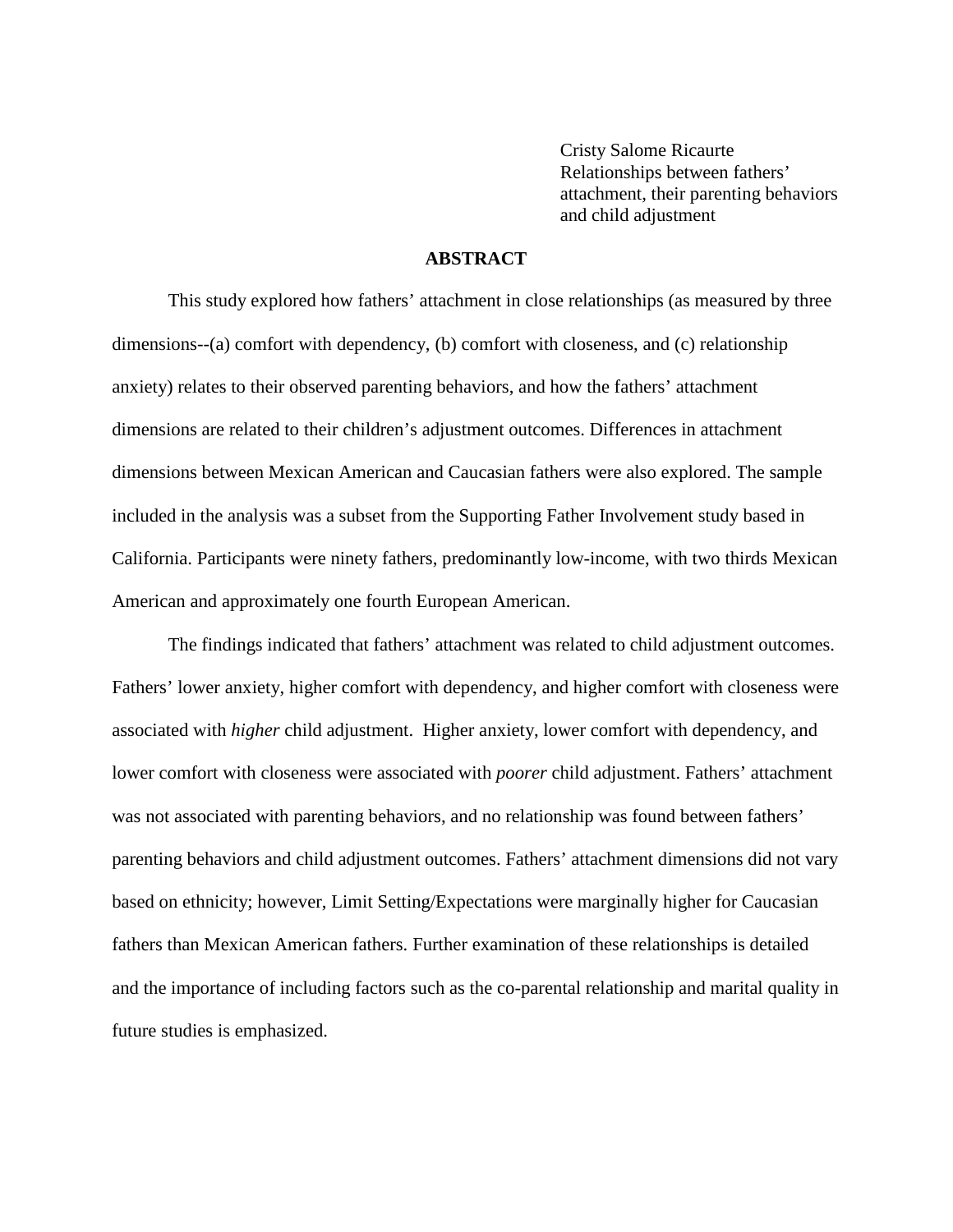Cristy Salome Ricaurte
Relationships between fathers' attachment, their parenting behaviors and child adjustment

## ABSTRACT

This study explored how fathers' attachment in close relationships (as measured by three dimensions--(a) comfort with dependency, (b) comfort with closeness, and (c) relationship anxiety) relates to their observed parenting behaviors, and how the fathers' attachment dimensions are related to their children's adjustment outcomes. Differences in attachment dimensions between Mexican American and Caucasian fathers were also explored. The sample included in the analysis was a subset from the Supporting Father Involvement study based in California. Participants were ninety fathers, predominantly low-income, with two thirds Mexican American and approximately one fourth European American.

The findings indicated that fathers' attachment was related to child adjustment outcomes. Fathers' lower anxiety, higher comfort with dependency, and higher comfort with closeness were associated with *higher* child adjustment. Higher anxiety, lower comfort with dependency, and lower comfort with closeness were associated with *poorer* child adjustment. Fathers' attachment was not associated with parenting behaviors, and no relationship was found between fathers' parenting behaviors and child adjustment outcomes. Fathers' attachment dimensions did not vary based on ethnicity; however, Limit Setting/Expectations were marginally higher for Caucasian fathers than Mexican American fathers. Further examination of these relationships is detailed and the importance of including factors such as the co-parental relationship and marital quality in future studies is emphasized.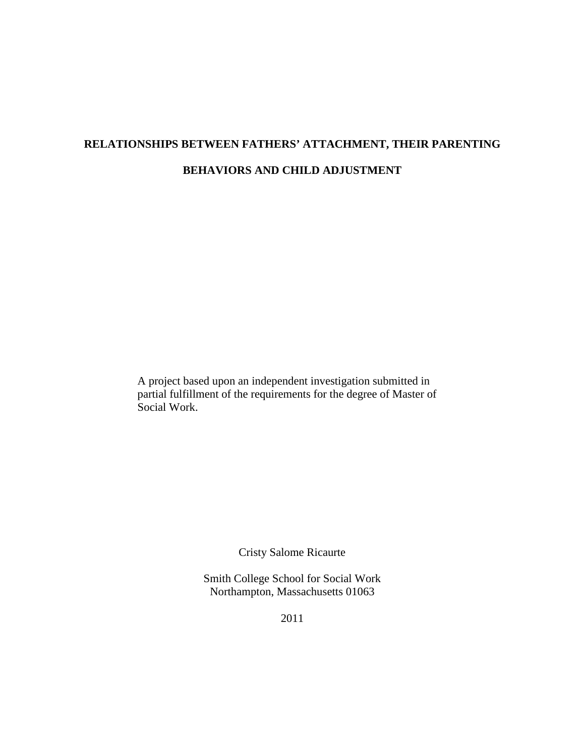# RELATIONSHIPS BETWEEN FATHERS' ATTACHMENT, THEIR PARENTING BEHAVIORS AND CHILD ADJUSTMENT

A project based upon an independent investigation submitted in partial fulfillment of the requirements for the degree of Master of Social Work.

Cristy Salome Ricaurte

Smith College School for Social Work
Northampton, Massachusetts 01063

2011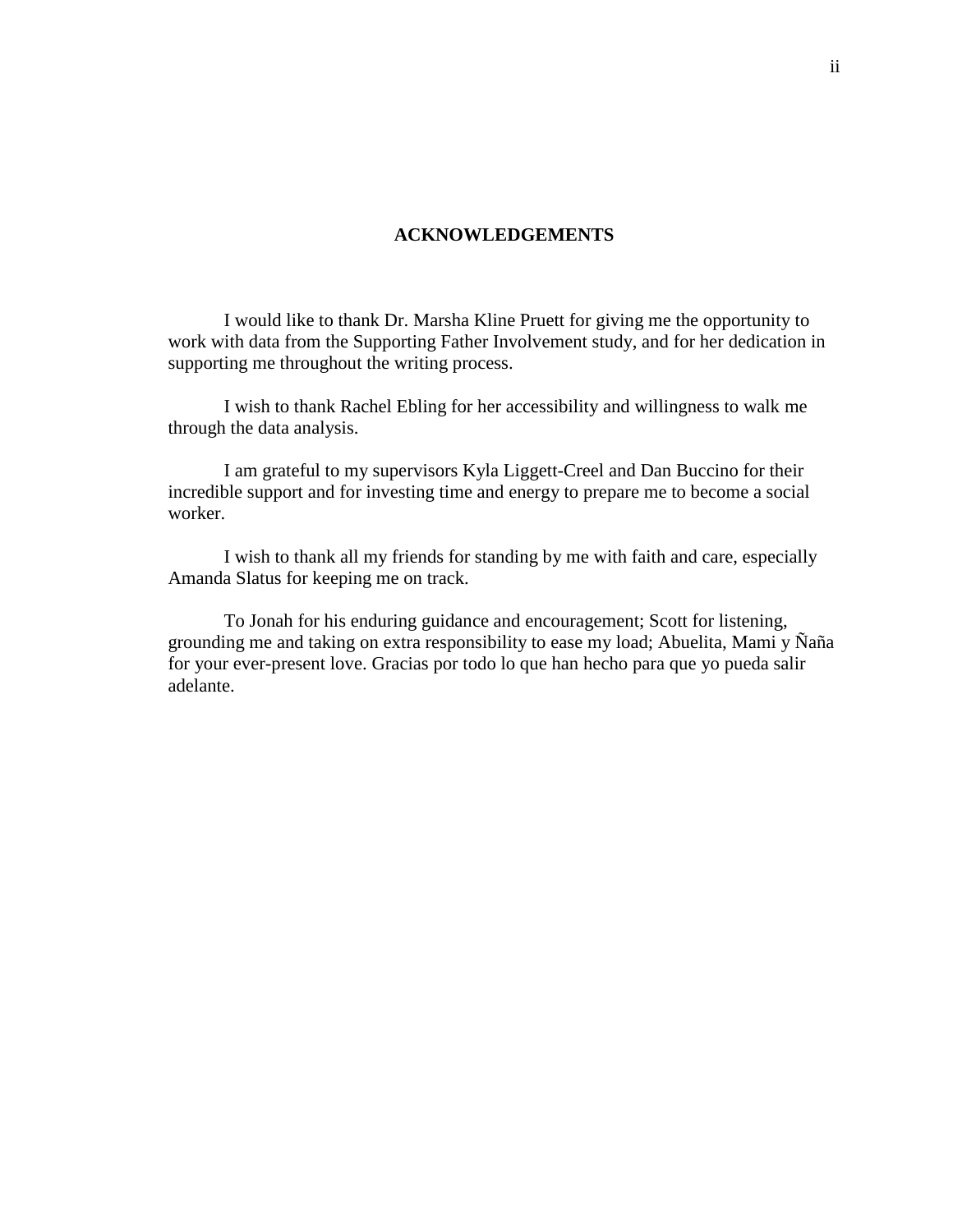# ACKNOWLEDGEMENTS

I would like to thank Dr. Marsha Kline Pruett for giving me the opportunity to work with data from the Supporting Father Involvement study, and for her dedication in supporting me throughout the writing process.

I wish to thank Rachel Ebling for her accessibility and willingness to walk me through the data analysis.

I am grateful to my supervisors Kyla Liggett-Creel and Dan Buccino for their incredible support and for investing time and energy to prepare me to become a social worker.

I wish to thank all my friends for standing by me with faith and care, especially Amanda Slatus for keeping me on track.

To Jonah for his enduring guidance and encouragement; Scott for listening, grounding me and taking on extra responsibility to ease my load; Abuelita, Mami y Ñaña for your ever-present love. Gracias por todo lo que han hecho para que yo pueda salir adelante.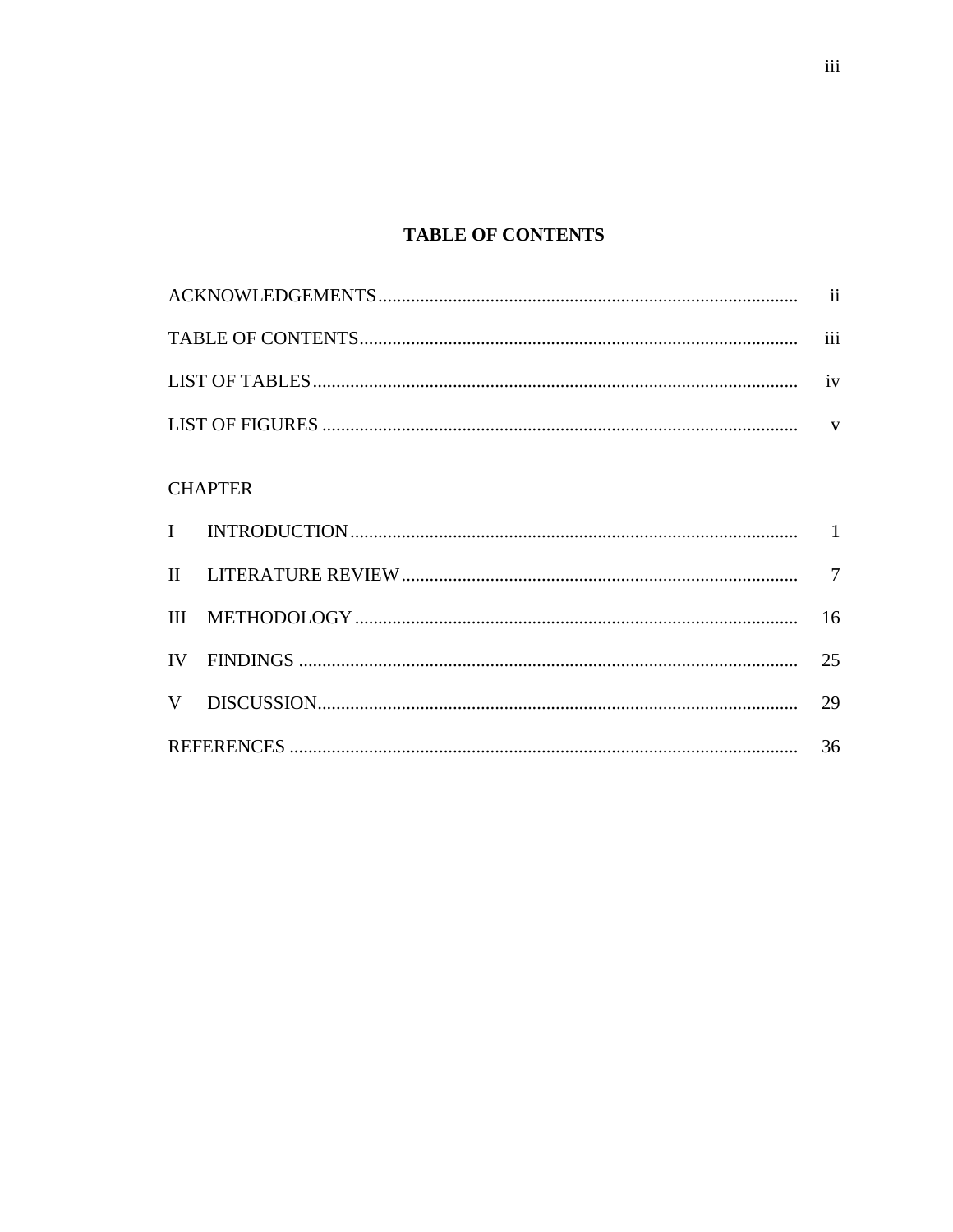# TABLE OF CONTENTS

| | | |
|---|---|---|
| ACKNOWLEDGEMENTS | | ii |
| TABLE OF CONTENTS | | iii |
| LIST OF TABLES | | iv |
| LIST OF FIGURES | | v |
| CHAPTER | | |
| I | INTRODUCTION | 1 |
| II | LITERATURE REVIEW | 7 |
| III | METHODOLOGY | 16 |
| IV | FINDINGS | 25 |
| V | DISCUSSION | 29 |
| REFERENCES | | 36 |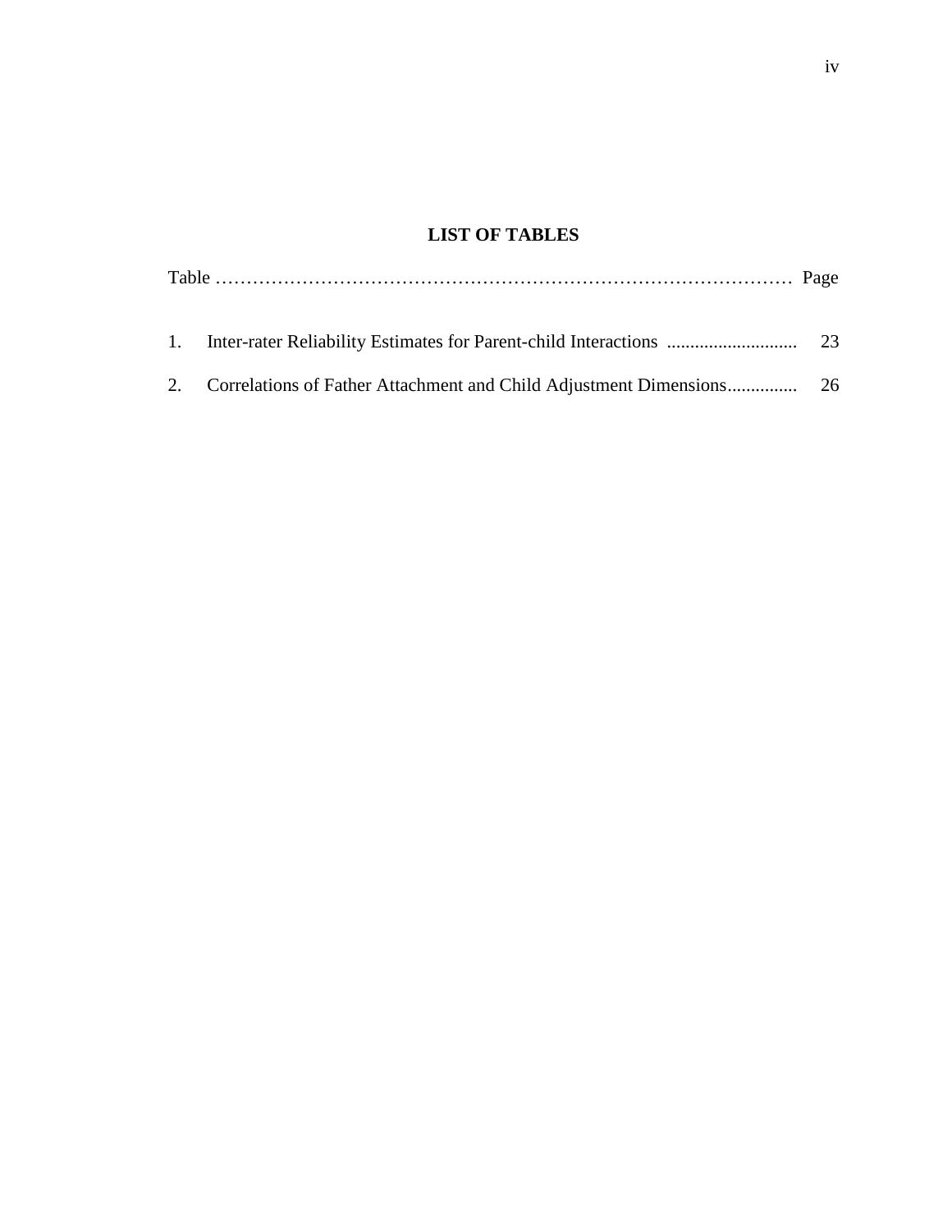# LIST OF TABLES

| Table | | Page |
|---|---|---|
| 1. | Inter-rater Reliability Estimates for Parent-child Interactions | 23 |
| 2. | Correlations of Father Attachment and Child Adjustment Dimensions | 26 |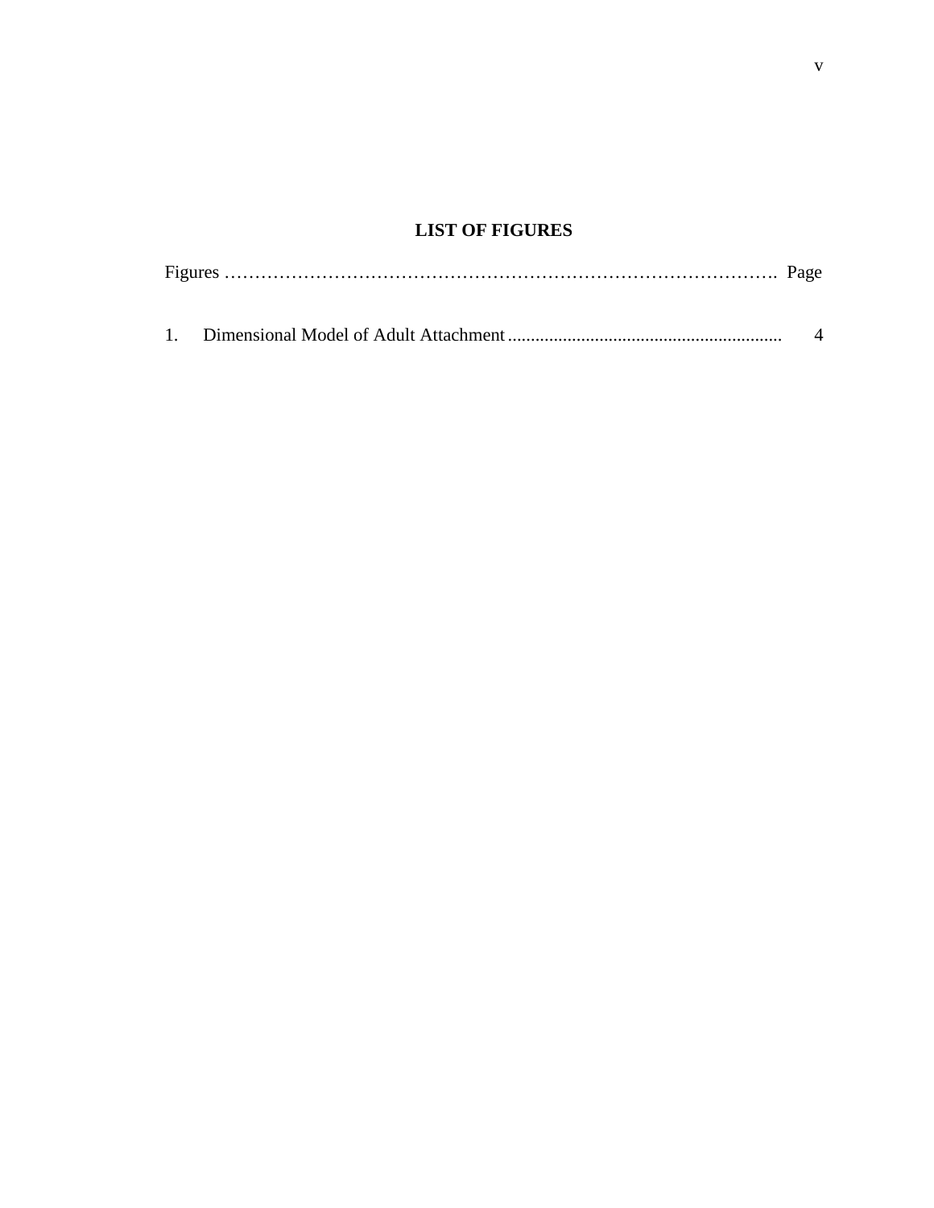# LIST OF FIGURES

Figures ………………………………………………………………………………. Page

1. Dimensional Model of Adult Attachment ........................................................... 4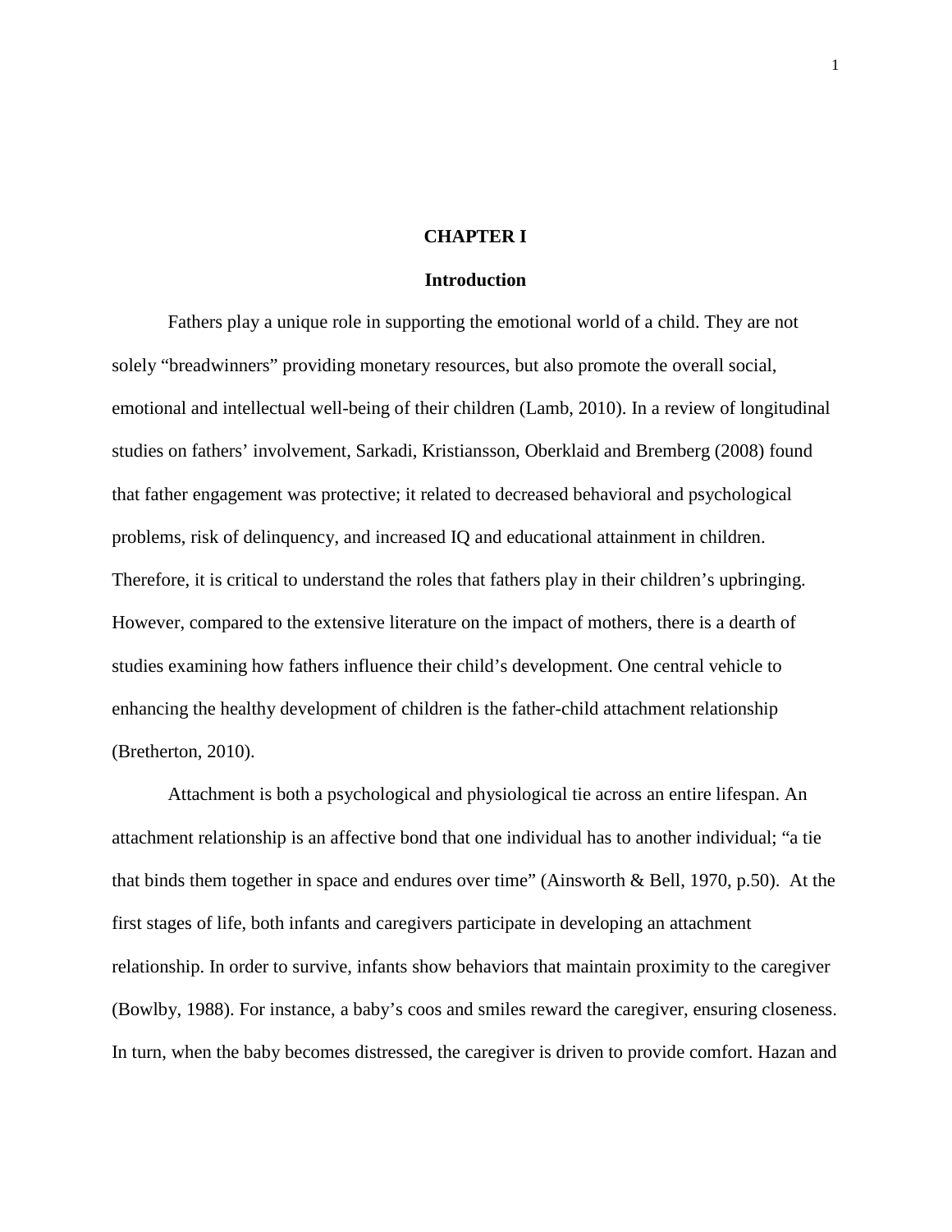# CHAPTER I

## Introduction

Fathers play a unique role in supporting the emotional world of a child. They are not solely "breadwinners" providing monetary resources, but also promote the overall social, emotional and intellectual well-being of their children (Lamb, 2010). In a review of longitudinal studies on fathers' involvement, Sarkadi, Kristiansson, Oberklaid and Bremberg (2008) found that father engagement was protective; it related to decreased behavioral and psychological problems, risk of delinquency, and increased IQ and educational attainment in children. Therefore, it is critical to understand the roles that fathers play in their children's upbringing. However, compared to the extensive literature on the impact of mothers, there is a dearth of studies examining how fathers influence their child's development. One central vehicle to enhancing the healthy development of children is the father-child attachment relationship (Bretherton, 2010).

Attachment is both a psychological and physiological tie across an entire lifespan. An attachment relationship is an affective bond that one individual has to another individual; "a tie that binds them together in space and endures over time" (Ainsworth & Bell, 1970, p.50). At the first stages of life, both infants and caregivers participate in developing an attachment relationship. In order to survive, infants show behaviors that maintain proximity to the caregiver (Bowlby, 1988). For instance, a baby's coos and smiles reward the caregiver, ensuring closeness. In turn, when the baby becomes distressed, the caregiver is driven to provide comfort. Hazan and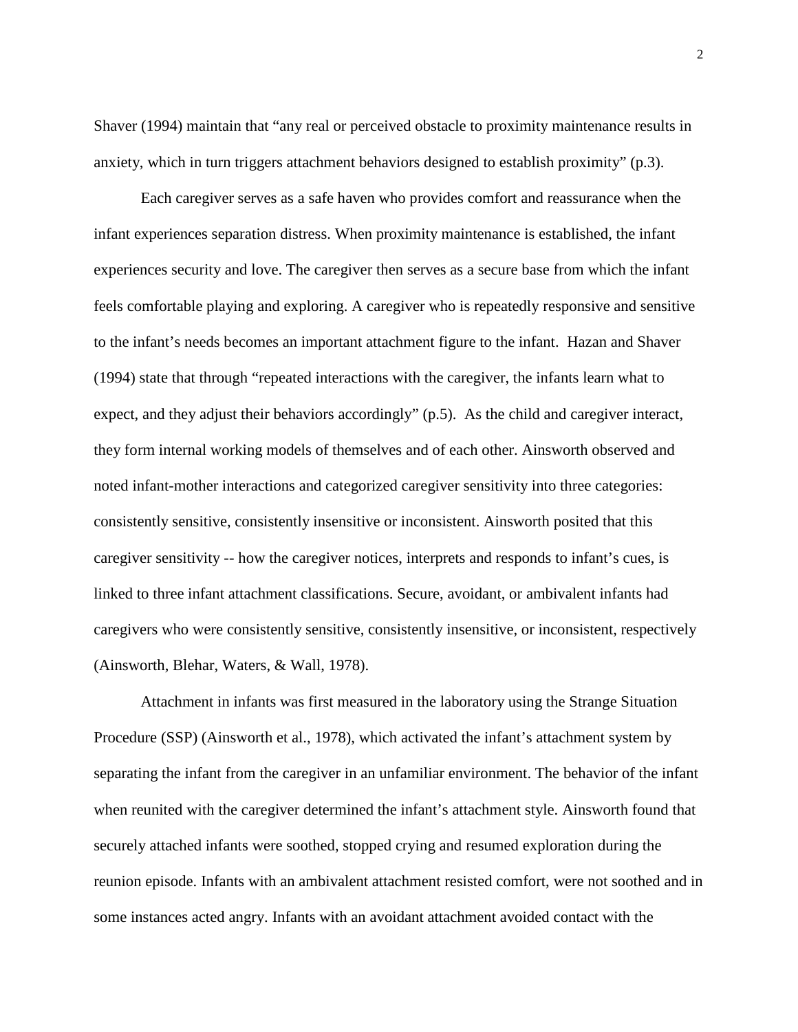Shaver (1994) maintain that "any real or perceived obstacle to proximity maintenance results in anxiety, which in turn triggers attachment behaviors designed to establish proximity" (p.3).

Each caregiver serves as a safe haven who provides comfort and reassurance when the infant experiences separation distress. When proximity maintenance is established, the infant experiences security and love. The caregiver then serves as a secure base from which the infant feels comfortable playing and exploring. A caregiver who is repeatedly responsive and sensitive to the infant's needs becomes an important attachment figure to the infant. Hazan and Shaver (1994) state that through "repeated interactions with the caregiver, the infants learn what to expect, and they adjust their behaviors accordingly" (p.5). As the child and caregiver interact, they form internal working models of themselves and of each other. Ainsworth observed and noted infant-mother interactions and categorized caregiver sensitivity into three categories: consistently sensitive, consistently insensitive or inconsistent. Ainsworth posited that this caregiver sensitivity -- how the caregiver notices, interprets and responds to infant's cues, is linked to three infant attachment classifications. Secure, avoidant, or ambivalent infants had caregivers who were consistently sensitive, consistently insensitive, or inconsistent, respectively (Ainsworth, Blehar, Waters, & Wall, 1978).

Attachment in infants was first measured in the laboratory using the Strange Situation Procedure (SSP) (Ainsworth et al., 1978), which activated the infant's attachment system by separating the infant from the caregiver in an unfamiliar environment. The behavior of the infant when reunited with the caregiver determined the infant's attachment style. Ainsworth found that securely attached infants were soothed, stopped crying and resumed exploration during the reunion episode. Infants with an ambivalent attachment resisted comfort, were not soothed and in some instances acted angry. Infants with an avoidant attachment avoided contact with the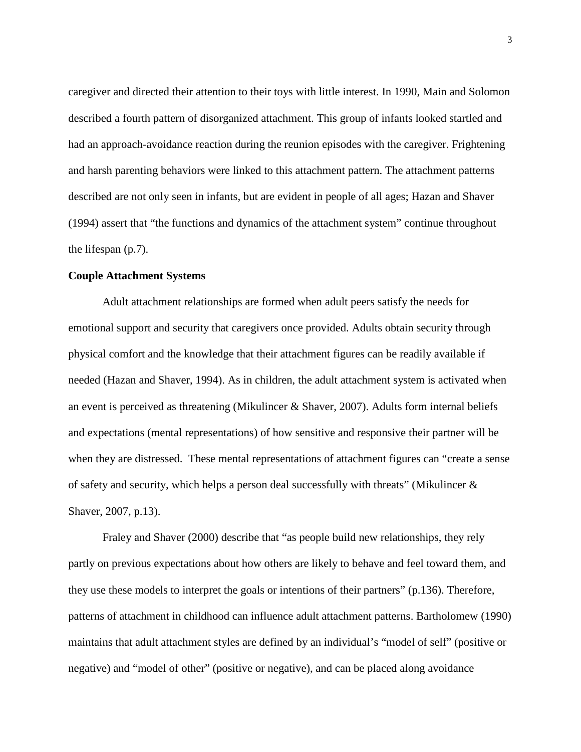caregiver and directed their attention to their toys with little interest. In 1990, Main and Solomon described a fourth pattern of disorganized attachment. This group of infants looked startled and had an approach-avoidance reaction during the reunion episodes with the caregiver. Frightening and harsh parenting behaviors were linked to this attachment pattern. The attachment patterns described are not only seen in infants, but are evident in people of all ages; Hazan and Shaver (1994) assert that "the functions and dynamics of the attachment system" continue throughout the lifespan (p.7).

**Couple Attachment Systems**

Adult attachment relationships are formed when adult peers satisfy the needs for emotional support and security that caregivers once provided. Adults obtain security through physical comfort and the knowledge that their attachment figures can be readily available if needed (Hazan and Shaver, 1994). As in children, the adult attachment system is activated when an event is perceived as threatening (Mikulincer & Shaver, 2007). Adults form internal beliefs and expectations (mental representations) of how sensitive and responsive their partner will be when they are distressed. These mental representations of attachment figures can "create a sense of safety and security, which helps a person deal successfully with threats" (Mikulincer & Shaver, 2007, p.13).

Fraley and Shaver (2000) describe that "as people build new relationships, they rely partly on previous expectations about how others are likely to behave and feel toward them, and they use these models to interpret the goals or intentions of their partners" (p.136). Therefore, patterns of attachment in childhood can influence adult attachment patterns. Bartholomew (1990) maintains that adult attachment styles are defined by an individual's "model of self" (positive or negative) and "model of other" (positive or negative), and can be placed along avoidance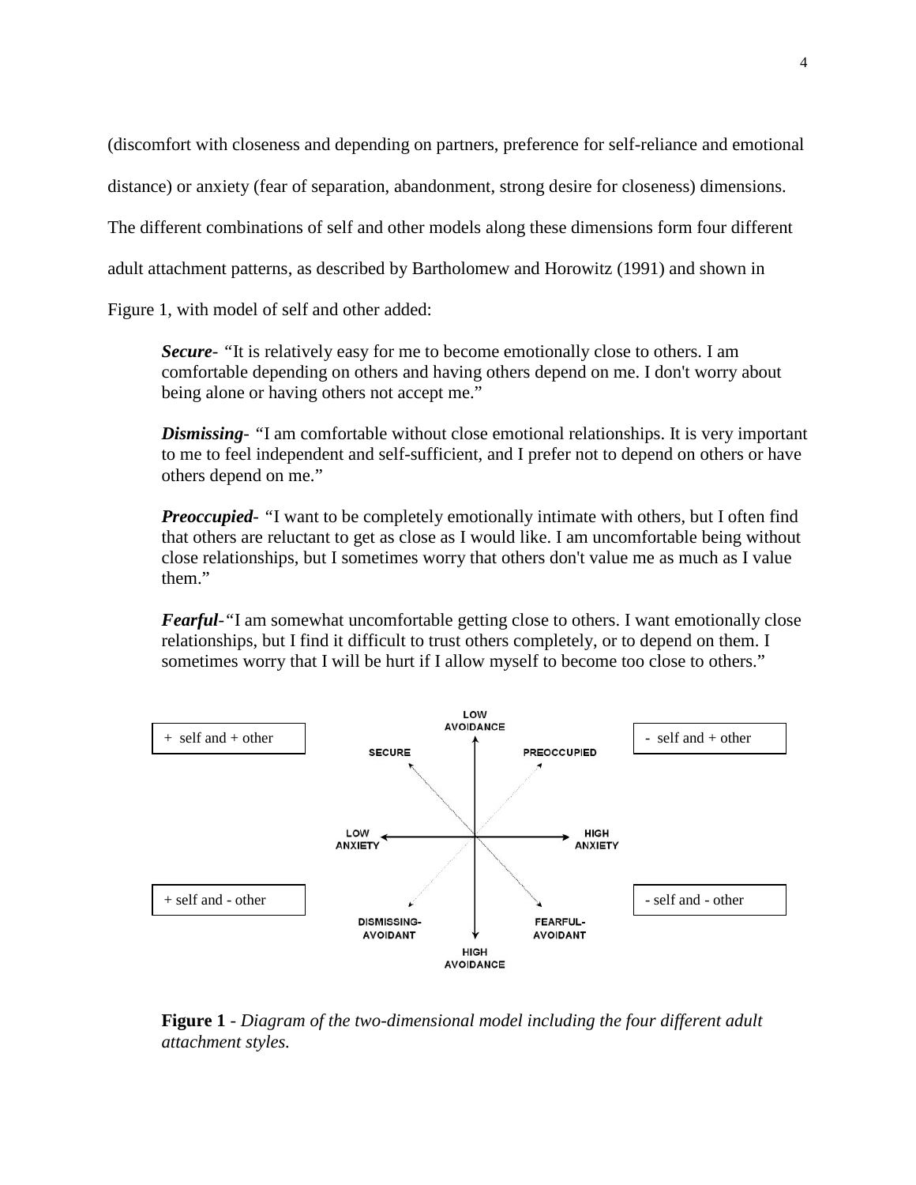(discomfort with closeness and depending on partners, preference for self-reliance and emotional distance) or anxiety (fear of separation, abandonment, strong desire for closeness) dimensions. The different combinations of self and other models along these dimensions form four different adult attachment patterns, as described by Bartholomew and Horowitz (1991) and shown in Figure 1, with model of self and other added:

> ***Secure***- "It is relatively easy for me to become emotionally close to others. I am comfortable depending on others and having others depend on me. I don't worry about being alone or having others not accept me."
>
> ***Dismissing***- "I am comfortable without close emotional relationships. It is very important to me to feel independent and self-sufficient, and I prefer not to depend on others or have others depend on me."
>
> ***Preoccupied***- "I want to be completely emotionally intimate with others, but I often find that others are reluctant to get as close as I would like. I am uncomfortable being without close relationships, but I sometimes worry that others don't value me as much as I value them."
>
> ***Fearful***-"I am somewhat uncomfortable getting close to others. I want emotionally close relationships, but I find it difficult to trust others completely, or to depend on them. I sometimes worry that I will be hurt if I allow myself to become too close to others."

+ self and + other

- self and + other

LOW AVOIDANCE

SECURE

PREOCCUPIED

LOW ANXIETY

HIGH ANXIETY

DISMISSING-AVOIDANT

FEARFUL-AVOIDANT

HIGH AVOIDANCE

+ self and - other

- self and - other

**Figure 1** - *Diagram of the two-dimensional model including the four different adult attachment styles.*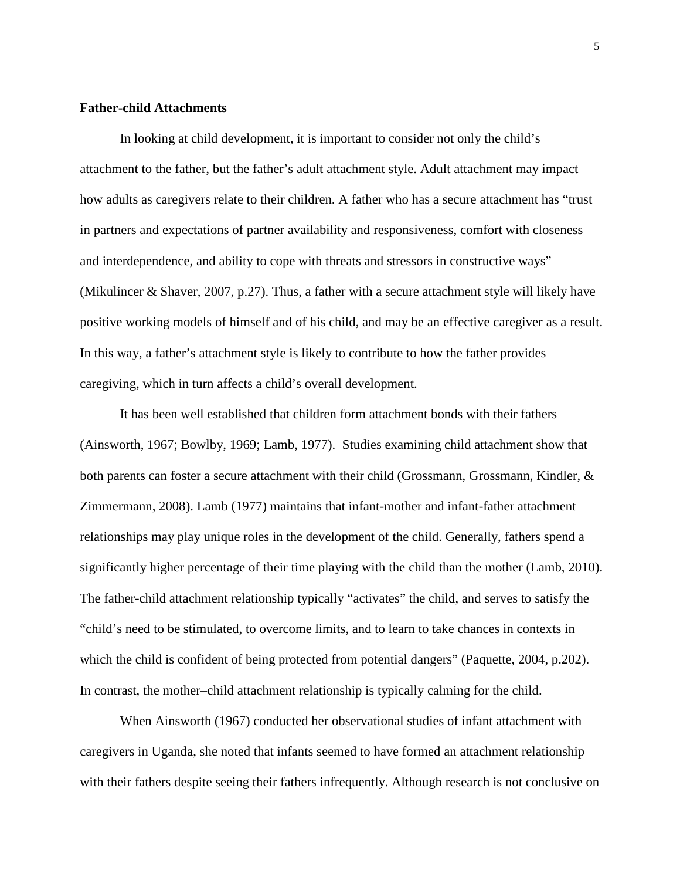**Father-child Attachments**

In looking at child development, it is important to consider not only the child's attachment to the father, but the father's adult attachment style. Adult attachment may impact how adults as caregivers relate to their children. A father who has a secure attachment has "trust in partners and expectations of partner availability and responsiveness, comfort with closeness and interdependence, and ability to cope with threats and stressors in constructive ways" (Mikulincer & Shaver, 2007, p.27). Thus, a father with a secure attachment style will likely have positive working models of himself and of his child, and may be an effective caregiver as a result. In this way, a father's attachment style is likely to contribute to how the father provides caregiving, which in turn affects a child's overall development.

It has been well established that children form attachment bonds with their fathers (Ainsworth, 1967; Bowlby, 1969; Lamb, 1977). Studies examining child attachment show that both parents can foster a secure attachment with their child (Grossmann, Grossmann, Kindler, & Zimmermann, 2008). Lamb (1977) maintains that infant-mother and infant-father attachment relationships may play unique roles in the development of the child. Generally, fathers spend a significantly higher percentage of their time playing with the child than the mother (Lamb, 2010). The father-child attachment relationship typically "activates" the child, and serves to satisfy the "child's need to be stimulated, to overcome limits, and to learn to take chances in contexts in which the child is confident of being protected from potential dangers" (Paquette, 2004, p.202). In contrast, the mother–child attachment relationship is typically calming for the child.

When Ainsworth (1967) conducted her observational studies of infant attachment with caregivers in Uganda, she noted that infants seemed to have formed an attachment relationship with their fathers despite seeing their fathers infrequently. Although research is not conclusive on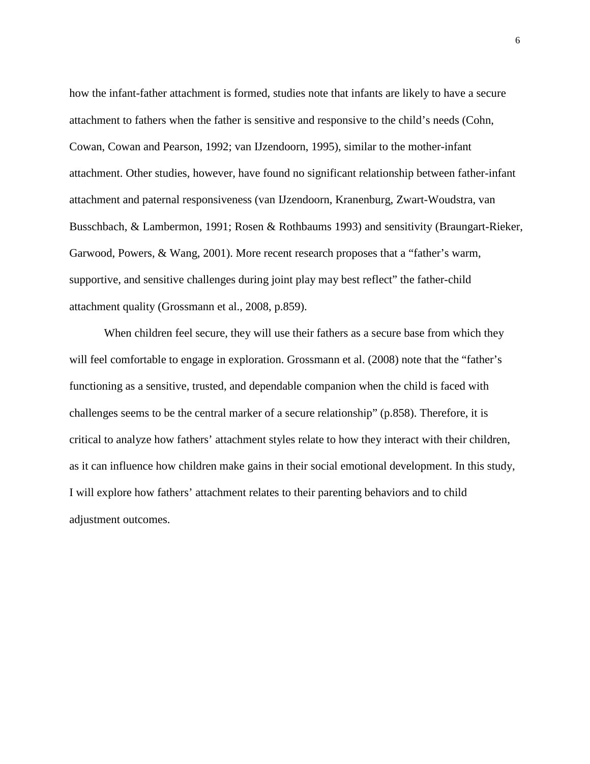how the infant-father attachment is formed, studies note that infants are likely to have a secure attachment to fathers when the father is sensitive and responsive to the child's needs (Cohn, Cowan, Cowan and Pearson, 1992; van IJzendoorn, 1995), similar to the mother-infant attachment. Other studies, however, have found no significant relationship between father-infant attachment and paternal responsiveness (van IJzendoorn, Kranenburg, Zwart-Woudstra, van Busschbach, & Lambermon, 1991; Rosen & Rothbaums 1993) and sensitivity (Braungart-Rieker, Garwood, Powers, & Wang, 2001). More recent research proposes that a "father's warm, supportive, and sensitive challenges during joint play may best reflect" the father-child attachment quality (Grossmann et al., 2008, p.859).

When children feel secure, they will use their fathers as a secure base from which they will feel comfortable to engage in exploration. Grossmann et al. (2008) note that the "father's functioning as a sensitive, trusted, and dependable companion when the child is faced with challenges seems to be the central marker of a secure relationship" (p.858). Therefore, it is critical to analyze how fathers' attachment styles relate to how they interact with their children, as it can influence how children make gains in their social emotional development. In this study, I will explore how fathers' attachment relates to their parenting behaviors and to child adjustment outcomes.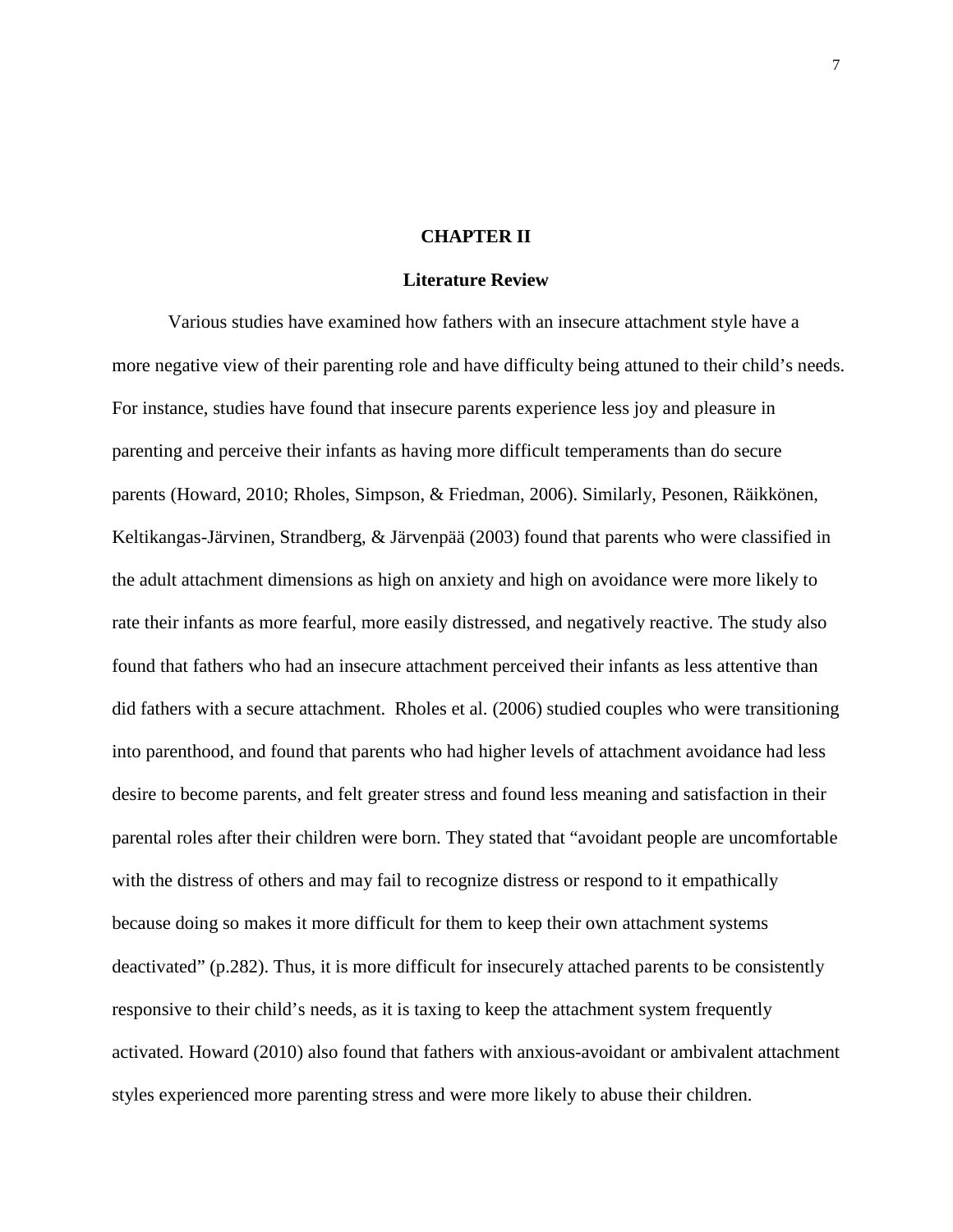# CHAPTER II

## Literature Review

Various studies have examined how fathers with an insecure attachment style have a more negative view of their parenting role and have difficulty being attuned to their child's needs. For instance, studies have found that insecure parents experience less joy and pleasure in parenting and perceive their infants as having more difficult temperaments than do secure parents (Howard, 2010; Rholes, Simpson, & Friedman, 2006). Similarly, Pesonen, Räikkönen, Keltikangas-Järvinen, Strandberg, & Järvenpää (2003) found that parents who were classified in the adult attachment dimensions as high on anxiety and high on avoidance were more likely to rate their infants as more fearful, more easily distressed, and negatively reactive. The study also found that fathers who had an insecure attachment perceived their infants as less attentive than did fathers with a secure attachment. Rholes et al. (2006) studied couples who were transitioning into parenthood, and found that parents who had higher levels of attachment avoidance had less desire to become parents, and felt greater stress and found less meaning and satisfaction in their parental roles after their children were born. They stated that "avoidant people are uncomfortable with the distress of others and may fail to recognize distress or respond to it empathically because doing so makes it more difficult for them to keep their own attachment systems deactivated" (p.282). Thus, it is more difficult for insecurely attached parents to be consistently responsive to their child's needs, as it is taxing to keep the attachment system frequently activated. Howard (2010) also found that fathers with anxious-avoidant or ambivalent attachment styles experienced more parenting stress and were more likely to abuse their children.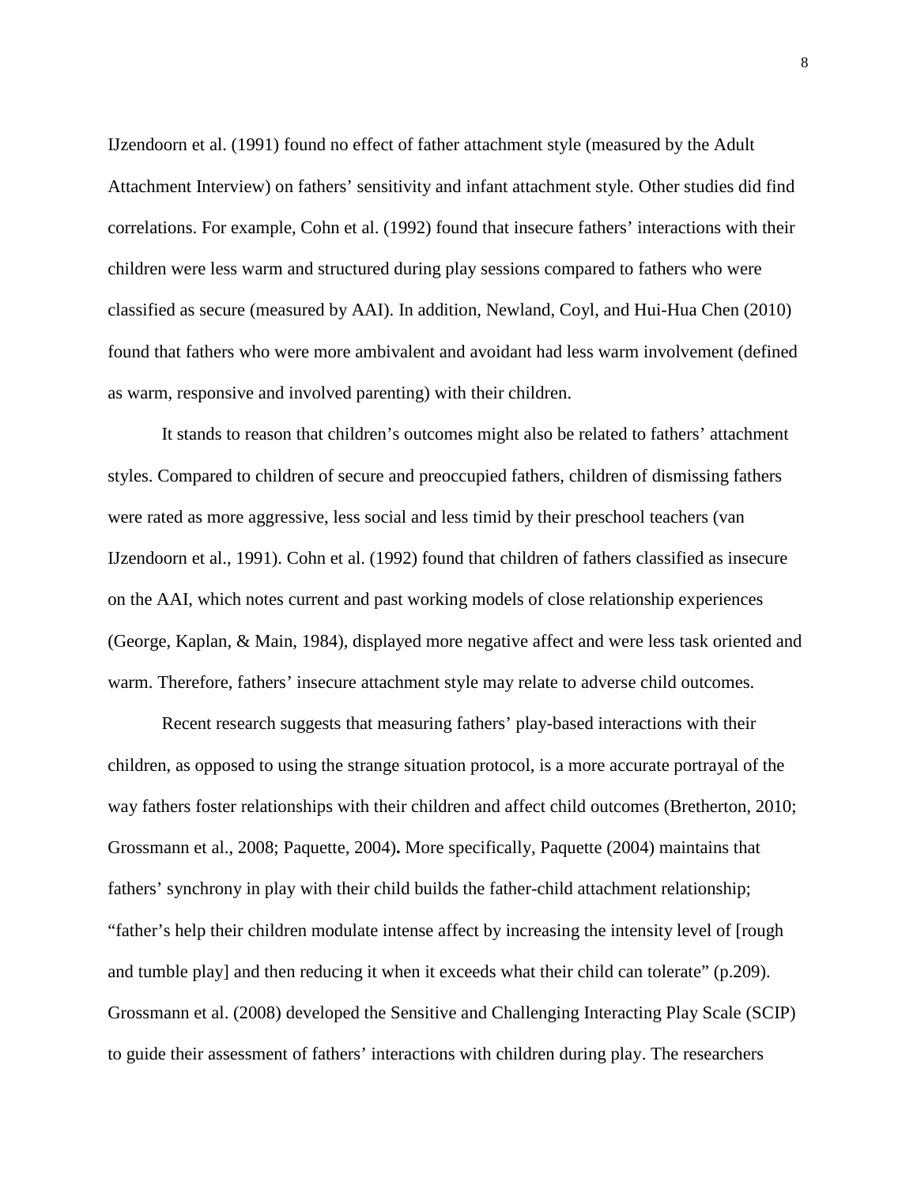IJzendoorn et al. (1991) found no effect of father attachment style (measured by the Adult Attachment Interview) on fathers' sensitivity and infant attachment style. Other studies did find correlations. For example, Cohn et al. (1992) found that insecure fathers' interactions with their children were less warm and structured during play sessions compared to fathers who were classified as secure (measured by AAI). In addition, Newland, Coyl, and Hui-Hua Chen (2010) found that fathers who were more ambivalent and avoidant had less warm involvement (defined as warm, responsive and involved parenting) with their children.

It stands to reason that children's outcomes might also be related to fathers' attachment styles. Compared to children of secure and preoccupied fathers, children of dismissing fathers were rated as more aggressive, less social and less timid by their preschool teachers (van IJzendoorn et al., 1991). Cohn et al. (1992) found that children of fathers classified as insecure on the AAI, which notes current and past working models of close relationship experiences (George, Kaplan, & Main, 1984), displayed more negative affect and were less task oriented and warm. Therefore, fathers' insecure attachment style may relate to adverse child outcomes.

Recent research suggests that measuring fathers' play-based interactions with their children, as opposed to using the strange situation protocol, is a more accurate portrayal of the way fathers foster relationships with their children and affect child outcomes (Bretherton, 2010; Grossmann et al., 2008; Paquette, 2004). More specifically, Paquette (2004) maintains that fathers' synchrony in play with their child builds the father-child attachment relationship; "father's help their children modulate intense affect by increasing the intensity level of [rough and tumble play] and then reducing it when it exceeds what their child can tolerate" (p.209). Grossmann et al. (2008) developed the Sensitive and Challenging Interacting Play Scale (SCIP) to guide their assessment of fathers' interactions with children during play. The researchers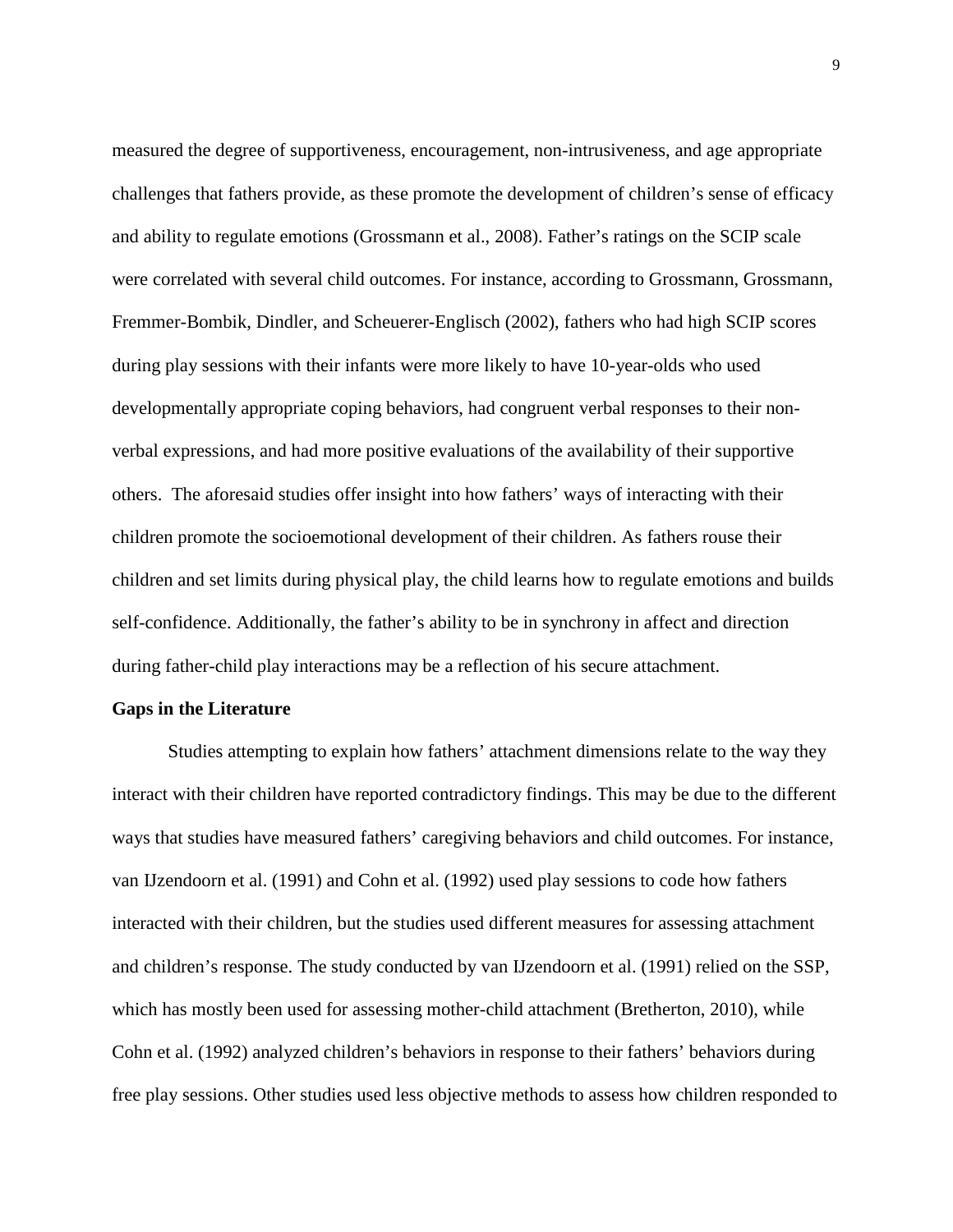measured the degree of supportiveness, encouragement, non-intrusiveness, and age appropriate challenges that fathers provide, as these promote the development of children's sense of efficacy and ability to regulate emotions (Grossmann et al., 2008). Father's ratings on the SCIP scale were correlated with several child outcomes. For instance, according to Grossmann, Grossmann, Fremmer-Bombik, Dindler, and Scheuerer-Englisch (2002), fathers who had high SCIP scores during play sessions with their infants were more likely to have 10-year-olds who used developmentally appropriate coping behaviors, had congruent verbal responses to their non-verbal expressions, and had more positive evaluations of the availability of their supportive others. The aforesaid studies offer insight into how fathers' ways of interacting with their children promote the socioemotional development of their children. As fathers rouse their children and set limits during physical play, the child learns how to regulate emotions and builds self-confidence. Additionally, the father's ability to be in synchrony in affect and direction during father-child play interactions may be a reflection of his secure attachment.

**Gaps in the Literature**

Studies attempting to explain how fathers' attachment dimensions relate to the way they interact with their children have reported contradictory findings. This may be due to the different ways that studies have measured fathers' caregiving behaviors and child outcomes. For instance, van IJzendoorn et al. (1991) and Cohn et al. (1992) used play sessions to code how fathers interacted with their children, but the studies used different measures for assessing attachment and children's response. The study conducted by van IJzendoorn et al. (1991) relied on the SSP, which has mostly been used for assessing mother-child attachment (Bretherton, 2010), while Cohn et al. (1992) analyzed children's behaviors in response to their fathers' behaviors during free play sessions. Other studies used less objective methods to assess how children responded to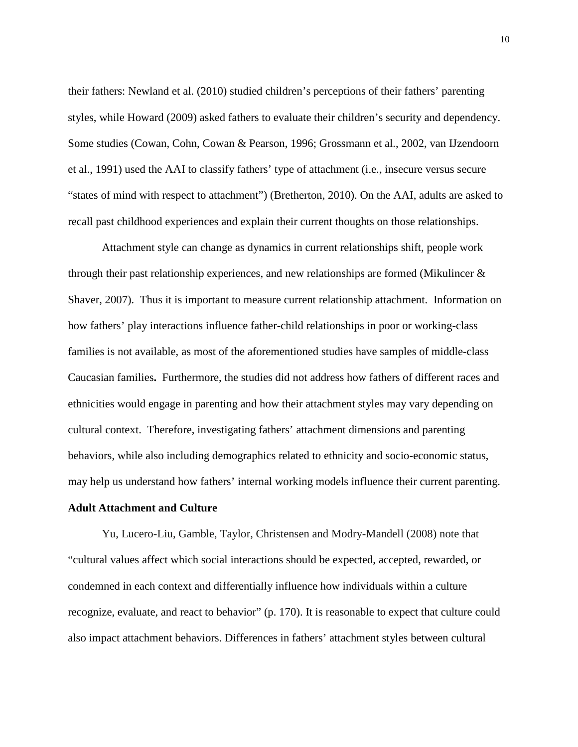their fathers: Newland et al. (2010) studied children's perceptions of their fathers' parenting styles, while Howard (2009) asked fathers to evaluate their children's security and dependency. Some studies (Cowan, Cohn, Cowan & Pearson, 1996; Grossmann et al., 2002, van IJzendoorn et al., 1991) used the AAI to classify fathers' type of attachment (i.e., insecure versus secure "states of mind with respect to attachment") (Bretherton, 2010). On the AAI, adults are asked to recall past childhood experiences and explain their current thoughts on those relationships.

Attachment style can change as dynamics in current relationships shift, people work through their past relationship experiences, and new relationships are formed (Mikulincer & Shaver, 2007). Thus it is important to measure current relationship attachment. Information on how fathers' play interactions influence father-child relationships in poor or working-class families is not available, as most of the aforementioned studies have samples of middle-class Caucasian families**.** Furthermore, the studies did not address how fathers of different races and ethnicities would engage in parenting and how their attachment styles may vary depending on cultural context. Therefore, investigating fathers' attachment dimensions and parenting behaviors, while also including demographics related to ethnicity and socio-economic status, may help us understand how fathers' internal working models influence their current parenting.

**Adult Attachment and Culture**

Yu, Lucero-Liu, Gamble, Taylor, Christensen and Modry-Mandell (2008) note that "cultural values affect which social interactions should be expected, accepted, rewarded, or condemned in each context and differentially influence how individuals within a culture recognize, evaluate, and react to behavior" (p. 170). It is reasonable to expect that culture could also impact attachment behaviors. Differences in fathers' attachment styles between cultural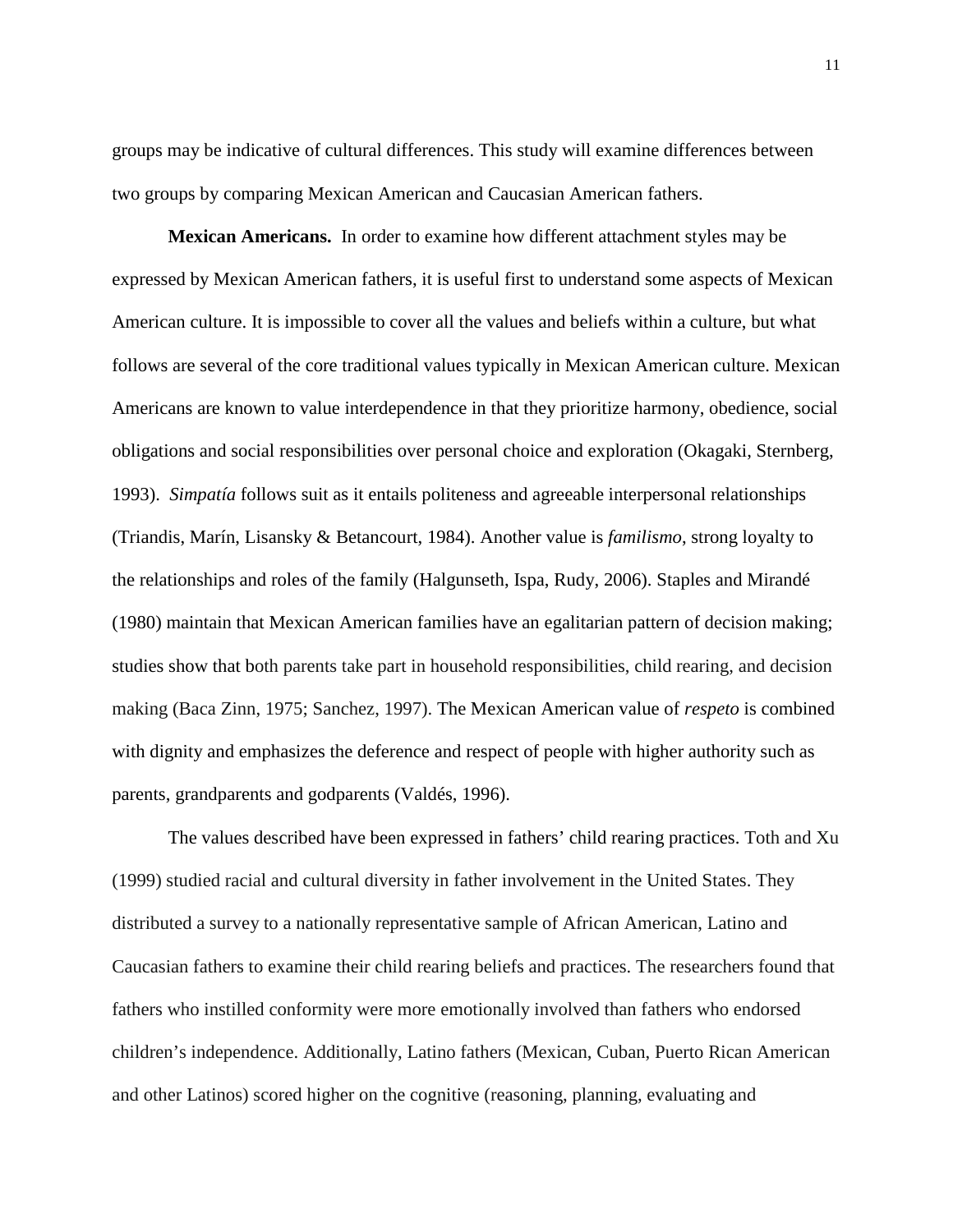groups may be indicative of cultural differences. This study will examine differences between two groups by comparing Mexican American and Caucasian American fathers.

**Mexican Americans.** In order to examine how different attachment styles may be expressed by Mexican American fathers, it is useful first to understand some aspects of Mexican American culture. It is impossible to cover all the values and beliefs within a culture, but what follows are several of the core traditional values typically in Mexican American culture. Mexican Americans are known to value interdependence in that they prioritize harmony, obedience, social obligations and social responsibilities over personal choice and exploration (Okagaki, Sternberg, 1993). *Simpatía* follows suit as it entails politeness and agreeable interpersonal relationships (Triandis, Marín, Lisansky & Betancourt, 1984). Another value is *familismo*, strong loyalty to the relationships and roles of the family (Halgunseth, Ispa, Rudy, 2006). Staples and Mirandé (1980) maintain that Mexican American families have an egalitarian pattern of decision making; studies show that both parents take part in household responsibilities, child rearing, and decision making (Baca Zinn, 1975; Sanchez, 1997). The Mexican American value of *respeto* is combined with dignity and emphasizes the deference and respect of people with higher authority such as parents, grandparents and godparents (Valdés, 1996).

The values described have been expressed in fathers' child rearing practices. Toth and Xu (1999) studied racial and cultural diversity in father involvement in the United States. They distributed a survey to a nationally representative sample of African American, Latino and Caucasian fathers to examine their child rearing beliefs and practices. The researchers found that fathers who instilled conformity were more emotionally involved than fathers who endorsed children's independence. Additionally, Latino fathers (Mexican, Cuban, Puerto Rican American and other Latinos) scored higher on the cognitive (reasoning, planning, evaluating and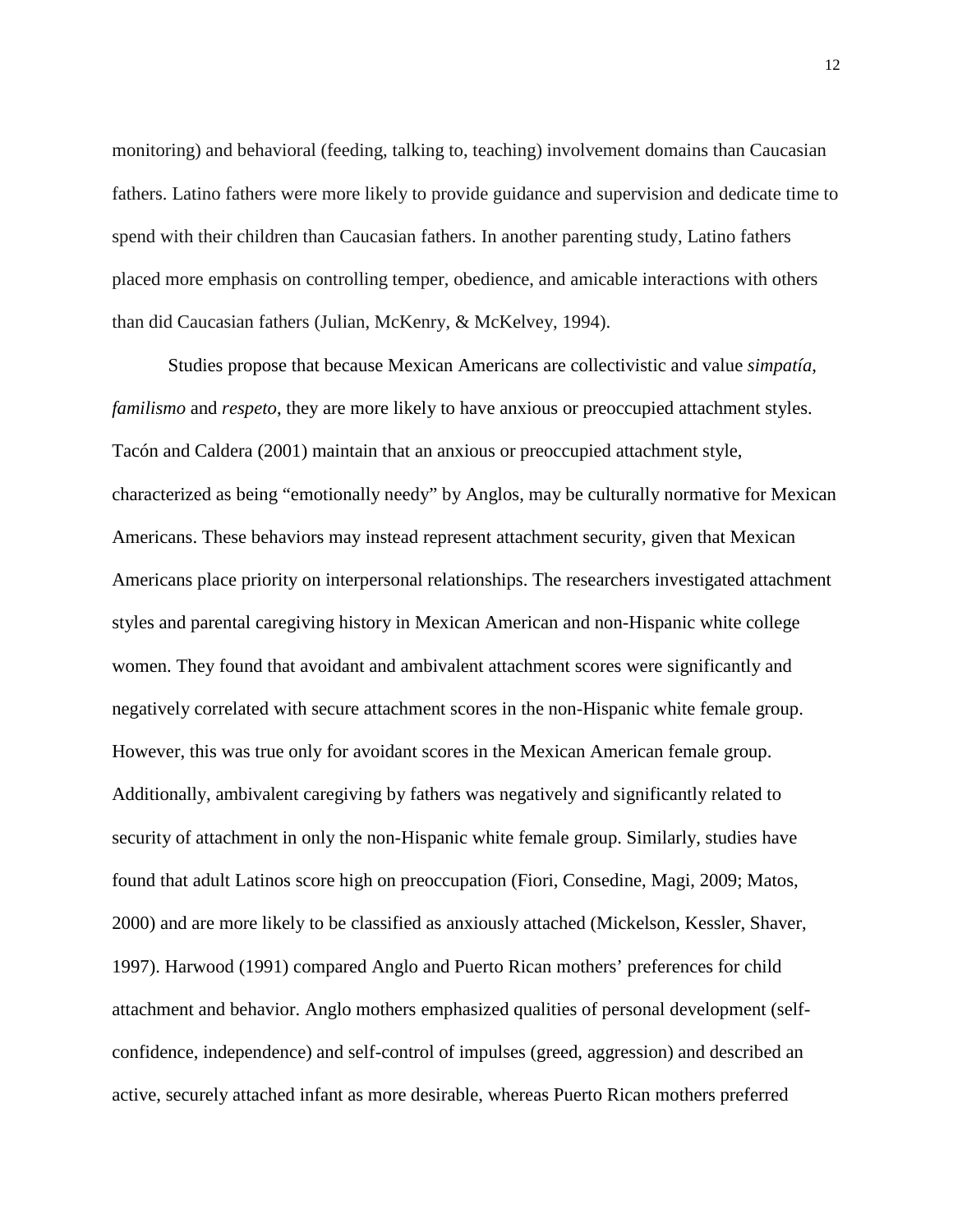monitoring) and behavioral (feeding, talking to, teaching) involvement domains than Caucasian fathers. Latino fathers were more likely to provide guidance and supervision and dedicate time to spend with their children than Caucasian fathers. In another parenting study, Latino fathers placed more emphasis on controlling temper, obedience, and amicable interactions with others than did Caucasian fathers (Julian, McKenry, & McKelvey, 1994).

Studies propose that because Mexican Americans are collectivistic and value *simpatía*, *familismo* and *respeto*, they are more likely to have anxious or preoccupied attachment styles. Tacón and Caldera (2001) maintain that an anxious or preoccupied attachment style, characterized as being "emotionally needy" by Anglos, may be culturally normative for Mexican Americans. These behaviors may instead represent attachment security, given that Mexican Americans place priority on interpersonal relationships. The researchers investigated attachment styles and parental caregiving history in Mexican American and non-Hispanic white college women. They found that avoidant and ambivalent attachment scores were significantly and negatively correlated with secure attachment scores in the non-Hispanic white female group. However, this was true only for avoidant scores in the Mexican American female group. Additionally, ambivalent caregiving by fathers was negatively and significantly related to security of attachment in only the non-Hispanic white female group. Similarly, studies have found that adult Latinos score high on preoccupation (Fiori, Consedine, Magi, 2009; Matos, 2000) and are more likely to be classified as anxiously attached (Mickelson, Kessler, Shaver, 1997). Harwood (1991) compared Anglo and Puerto Rican mothers' preferences for child attachment and behavior. Anglo mothers emphasized qualities of personal development (self-confidence, independence) and self-control of impulses (greed, aggression) and described an active, securely attached infant as more desirable, whereas Puerto Rican mothers preferred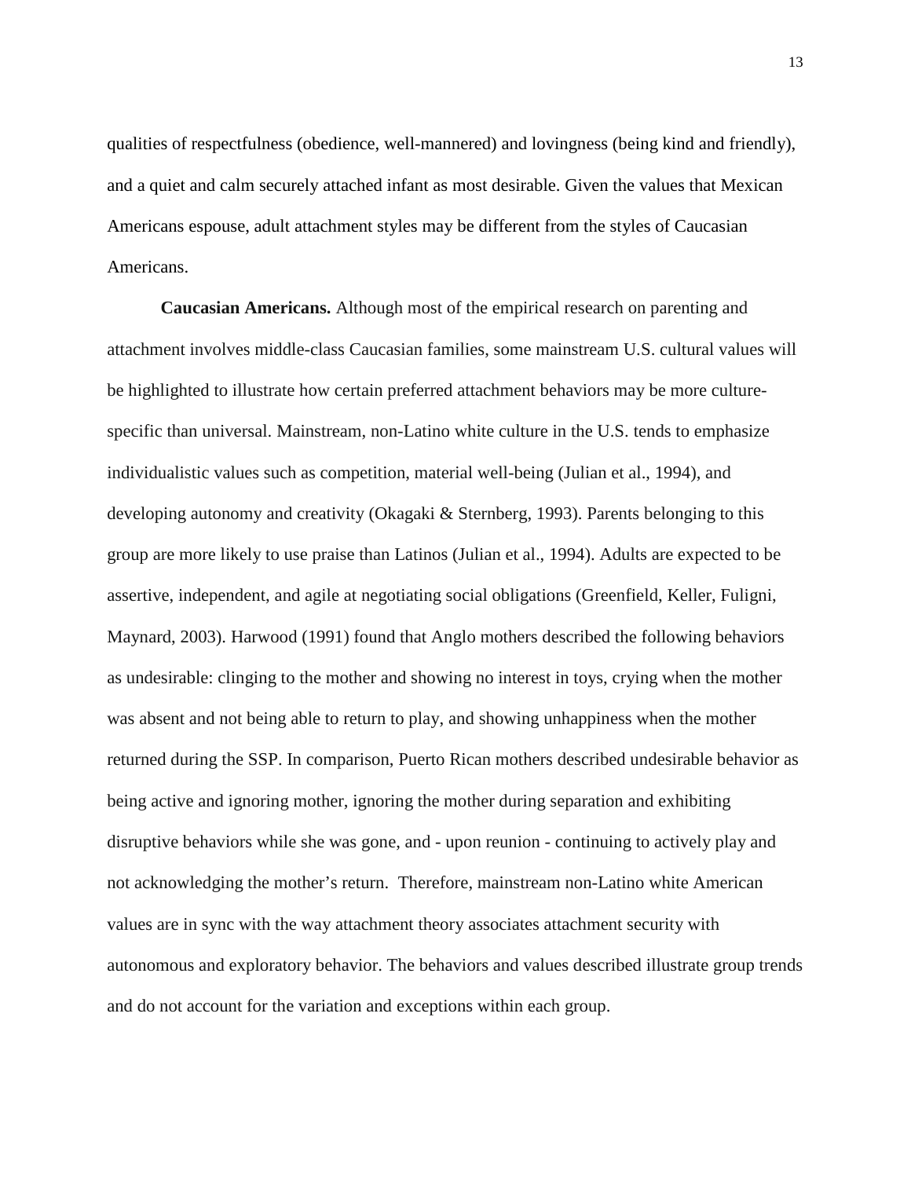qualities of respectfulness (obedience, well-mannered) and lovingness (being kind and friendly), and a quiet and calm securely attached infant as most desirable. Given the values that Mexican Americans espouse, adult attachment styles may be different from the styles of Caucasian Americans.

**Caucasian Americans.** Although most of the empirical research on parenting and attachment involves middle-class Caucasian families, some mainstream U.S. cultural values will be highlighted to illustrate how certain preferred attachment behaviors may be more culture-specific than universal. Mainstream, non-Latino white culture in the U.S. tends to emphasize individualistic values such as competition, material well-being (Julian et al., 1994), and developing autonomy and creativity (Okagaki & Sternberg, 1993). Parents belonging to this group are more likely to use praise than Latinos (Julian et al., 1994). Adults are expected to be assertive, independent, and agile at negotiating social obligations (Greenfield, Keller, Fuligni, Maynard, 2003). Harwood (1991) found that Anglo mothers described the following behaviors as undesirable: clinging to the mother and showing no interest in toys, crying when the mother was absent and not being able to return to play, and showing unhappiness when the mother returned during the SSP. In comparison, Puerto Rican mothers described undesirable behavior as being active and ignoring mother, ignoring the mother during separation and exhibiting disruptive behaviors while she was gone, and - upon reunion - continuing to actively play and not acknowledging the mother's return. Therefore, mainstream non-Latino white American values are in sync with the way attachment theory associates attachment security with autonomous and exploratory behavior. The behaviors and values described illustrate group trends and do not account for the variation and exceptions within each group.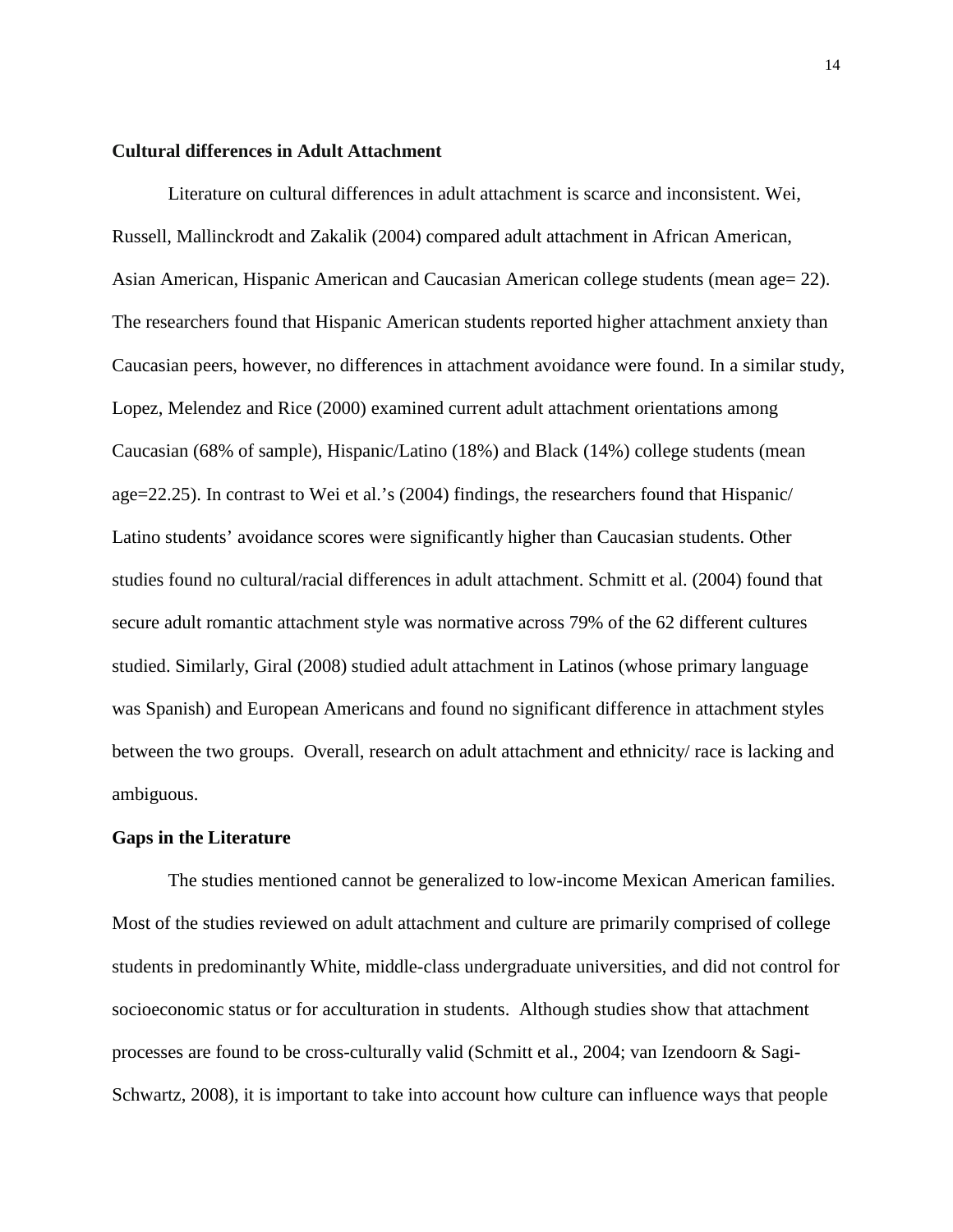## Cultural differences in Adult Attachment

Literature on cultural differences in adult attachment is scarce and inconsistent. Wei, Russell, Mallinckrodt and Zakalik (2004) compared adult attachment in African American, Asian American, Hispanic American and Caucasian American college students (mean age= 22). The researchers found that Hispanic American students reported higher attachment anxiety than Caucasian peers, however, no differences in attachment avoidance were found. In a similar study, Lopez, Melendez and Rice (2000) examined current adult attachment orientations among Caucasian (68% of sample), Hispanic/Latino (18%) and Black (14%) college students (mean age=22.25). In contrast to Wei et al.'s (2004) findings, the researchers found that Hispanic/ Latino students' avoidance scores were significantly higher than Caucasian students. Other studies found no cultural/racial differences in adult attachment. Schmitt et al. (2004) found that secure adult romantic attachment style was normative across 79% of the 62 different cultures studied. Similarly, Giral (2008) studied adult attachment in Latinos (whose primary language was Spanish) and European Americans and found no significant difference in attachment styles between the two groups. Overall, research on adult attachment and ethnicity/ race is lacking and ambiguous.

## Gaps in the Literature

The studies mentioned cannot be generalized to low-income Mexican American families. Most of the studies reviewed on adult attachment and culture are primarily comprised of college students in predominantly White, middle-class undergraduate universities, and did not control for socioeconomic status or for acculturation in students. Although studies show that attachment processes are found to be cross-culturally valid (Schmitt et al., 2004; van Izendoorn & Sagi-Schwartz, 2008), it is important to take into account how culture can influence ways that people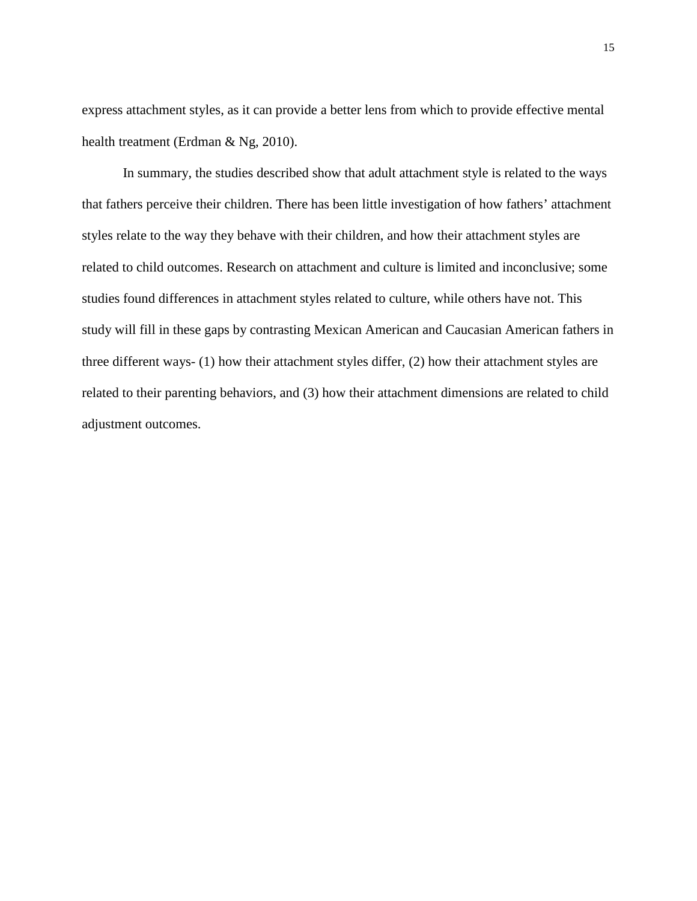express attachment styles, as it can provide a better lens from which to provide effective mental health treatment (Erdman & Ng, 2010).

In summary, the studies described show that adult attachment style is related to the ways that fathers perceive their children. There has been little investigation of how fathers' attachment styles relate to the way they behave with their children, and how their attachment styles are related to child outcomes. Research on attachment and culture is limited and inconclusive; some studies found differences in attachment styles related to culture, while others have not. This study will fill in these gaps by contrasting Mexican American and Caucasian American fathers in three different ways- (1) how their attachment styles differ, (2) how their attachment styles are related to their parenting behaviors, and (3) how their attachment dimensions are related to child adjustment outcomes.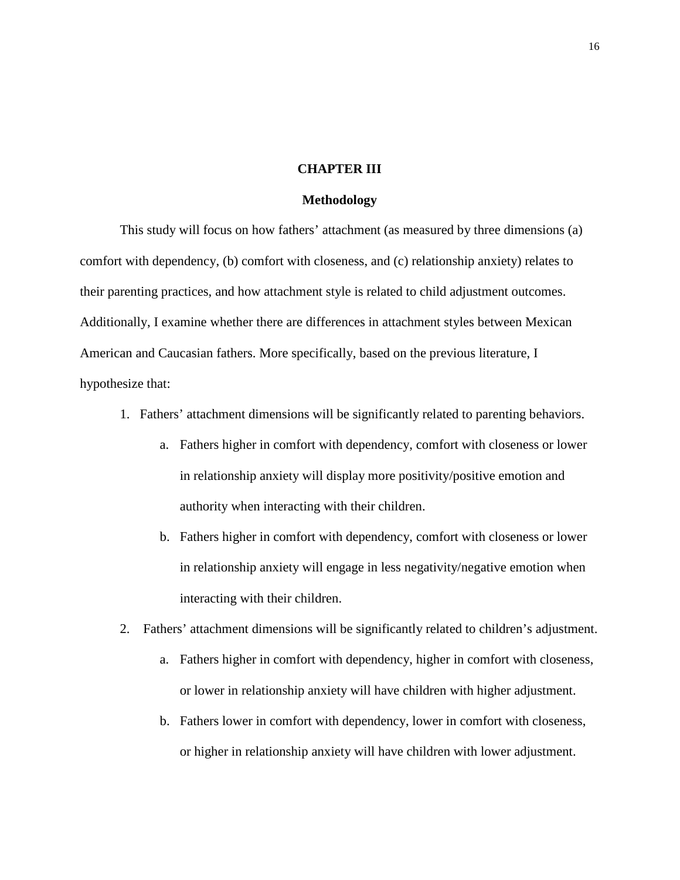# CHAPTER III

## Methodology

This study will focus on how fathers' attachment (as measured by three dimensions (a) comfort with dependency, (b) comfort with closeness, and (c) relationship anxiety) relates to their parenting practices, and how attachment style is related to child adjustment outcomes. Additionally, I examine whether there are differences in attachment styles between Mexican American and Caucasian fathers. More specifically, based on the previous literature, I hypothesize that:

1. Fathers' attachment dimensions will be significantly related to parenting behaviors.
    a. Fathers higher in comfort with dependency, comfort with closeness or lower in relationship anxiety will display more positivity/positive emotion and authority when interacting with their children.
    b. Fathers higher in comfort with dependency, comfort with closeness or lower in relationship anxiety will engage in less negativity/negative emotion when interacting with their children.
2. Fathers' attachment dimensions will be significantly related to children's adjustment.
    a. Fathers higher in comfort with dependency, higher in comfort with closeness, or lower in relationship anxiety will have children with higher adjustment.
    b. Fathers lower in comfort with dependency, lower in comfort with closeness, or higher in relationship anxiety will have children with lower adjustment.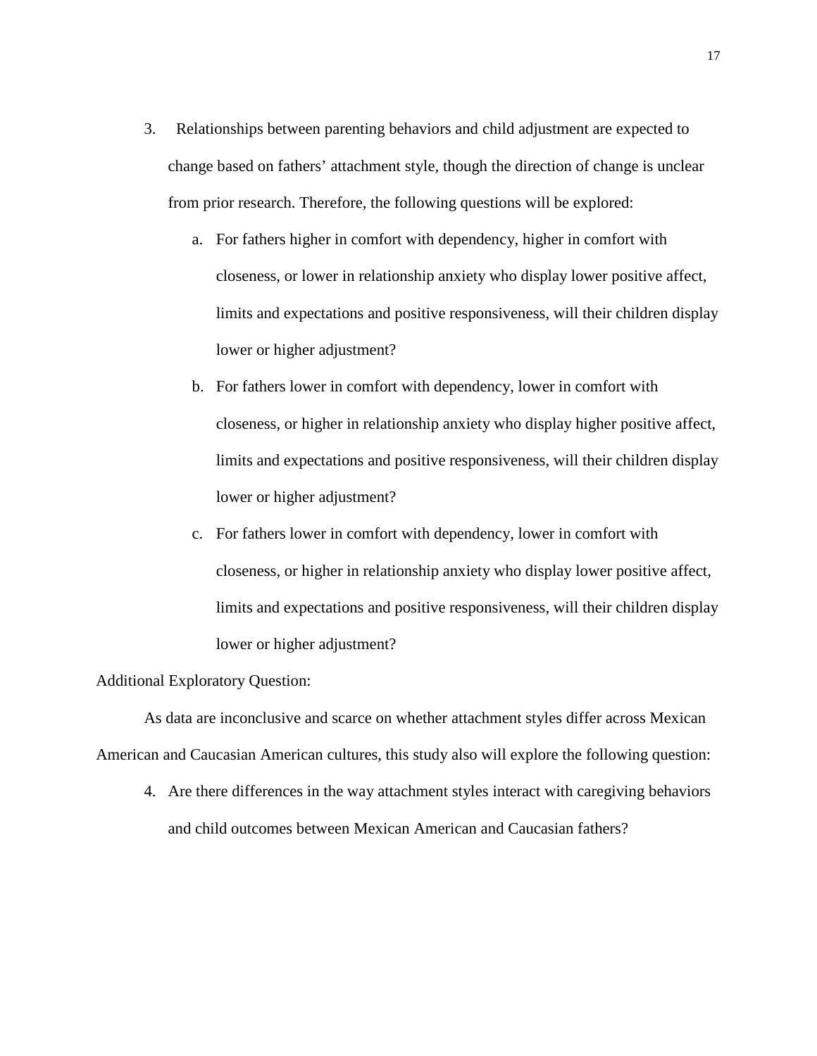3. Relationships between parenting behaviors and child adjustment are expected to change based on fathers' attachment style, though the direction of change is unclear from prior research. Therefore, the following questions will be explored:

    a. For fathers higher in comfort with dependency, higher in comfort with closeness, or lower in relationship anxiety who display lower positive affect, limits and expectations and positive responsiveness, will their children display lower or higher adjustment?

    b. For fathers lower in comfort with dependency, lower in comfort with closeness, or higher in relationship anxiety who display higher positive affect, limits and expectations and positive responsiveness, will their children display lower or higher adjustment?

    c. For fathers lower in comfort with dependency, lower in comfort with closeness, or higher in relationship anxiety who display lower positive affect, limits and expectations and positive responsiveness, will their children display lower or higher adjustment?

Additional Exploratory Question:

As data are inconclusive and scarce on whether attachment styles differ across Mexican American and Caucasian American cultures, this study also will explore the following question:

4. Are there differences in the way attachment styles interact with caregiving behaviors and child outcomes between Mexican American and Caucasian fathers?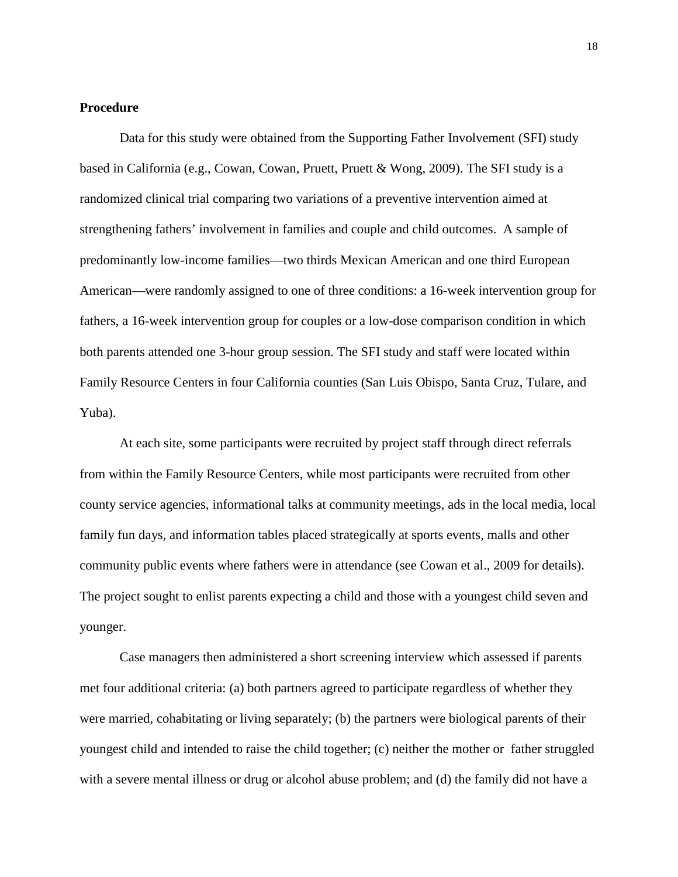**Procedure**

Data for this study were obtained from the Supporting Father Involvement (SFI) study based in California (e.g., Cowan, Cowan, Pruett, Pruett & Wong, 2009). The SFI study is a randomized clinical trial comparing two variations of a preventive intervention aimed at strengthening fathers' involvement in families and couple and child outcomes. A sample of predominantly low-income families—two thirds Mexican American and one third European American—were randomly assigned to one of three conditions: a 16-week intervention group for fathers, a 16-week intervention group for couples or a low-dose comparison condition in which both parents attended one 3-hour group session. The SFI study and staff were located within Family Resource Centers in four California counties (San Luis Obispo, Santa Cruz, Tulare, and Yuba).

At each site, some participants were recruited by project staff through direct referrals from within the Family Resource Centers, while most participants were recruited from other county service agencies, informational talks at community meetings, ads in the local media, local family fun days, and information tables placed strategically at sports events, malls and other community public events where fathers were in attendance (see Cowan et al., 2009 for details). The project sought to enlist parents expecting a child and those with a youngest child seven and younger.

Case managers then administered a short screening interview which assessed if parents met four additional criteria: (a) both partners agreed to participate regardless of whether they were married, cohabitating or living separately; (b) the partners were biological parents of their youngest child and intended to raise the child together; (c) neither the mother or father struggled with a severe mental illness or drug or alcohol abuse problem; and (d) the family did not have a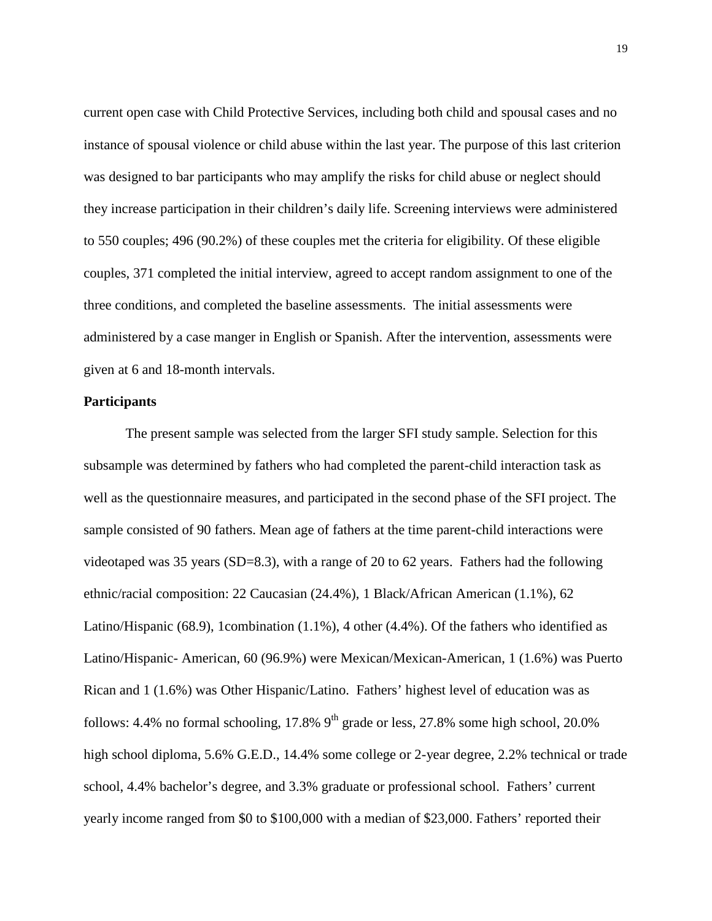current open case with Child Protective Services, including both child and spousal cases and no instance of spousal violence or child abuse within the last year. The purpose of this last criterion was designed to bar participants who may amplify the risks for child abuse or neglect should they increase participation in their children's daily life. Screening interviews were administered to 550 couples; 496 (90.2%) of these couples met the criteria for eligibility. Of these eligible couples, 371 completed the initial interview, agreed to accept random assignment to one of the three conditions, and completed the baseline assessments. The initial assessments were administered by a case manger in English or Spanish. After the intervention, assessments were given at 6 and 18-month intervals.

**Participants**

The present sample was selected from the larger SFI study sample. Selection for this subsample was determined by fathers who had completed the parent-child interaction task as well as the questionnaire measures, and participated in the second phase of the SFI project. The sample consisted of 90 fathers. Mean age of fathers at the time parent-child interactions were videotaped was 35 years (SD=8.3), with a range of 20 to 62 years. Fathers had the following ethnic/racial composition: 22 Caucasian (24.4%), 1 Black/African American (1.1%), 62 Latino/Hispanic (68.9), 1combination (1.1%), 4 other (4.4%). Of the fathers who identified as Latino/Hispanic- American, 60 (96.9%) were Mexican/Mexican-American, 1 (1.6%) was Puerto Rican and 1 (1.6%) was Other Hispanic/Latino. Fathers' highest level of education was as follows: 4.4% no formal schooling, 17.8% 9$^{th}$ grade or less, 27.8% some high school, 20.0% high school diploma, 5.6% G.E.D., 14.4% some college or 2-year degree, 2.2% technical or trade school, 4.4% bachelor's degree, and 3.3% graduate or professional school. Fathers' current yearly income ranged from \$0 to \$100,000 with a median of \$23,000. Fathers' reported their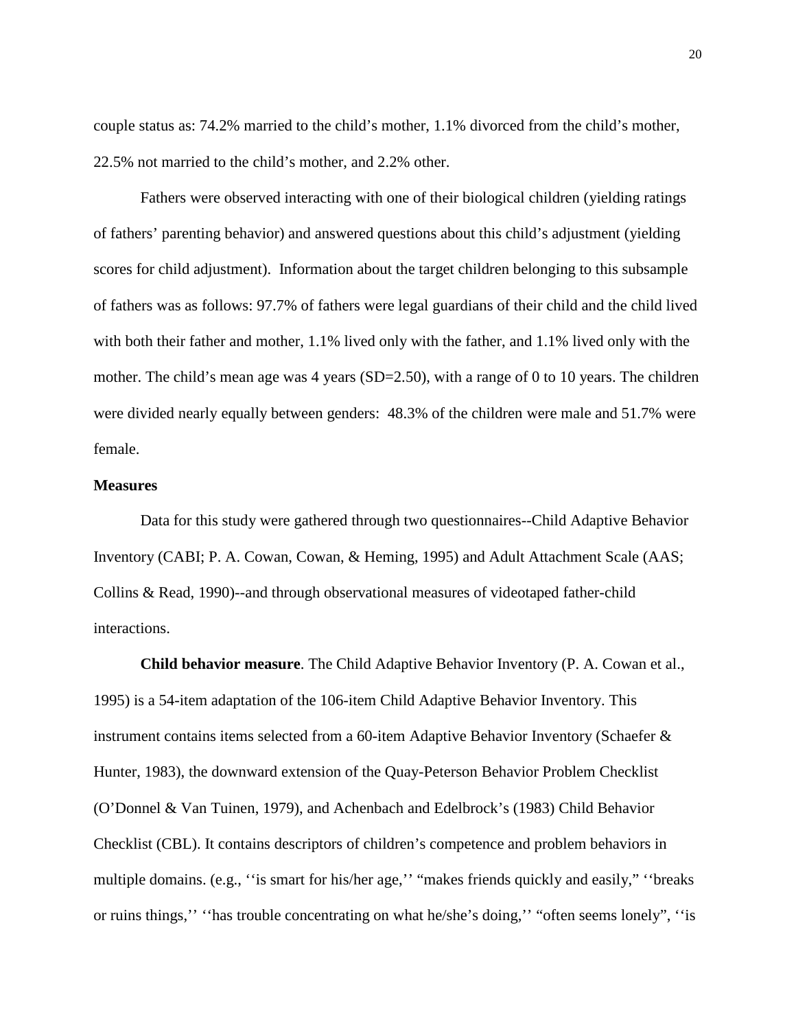couple status as: 74.2% married to the child's mother, 1.1% divorced from the child's mother, 22.5% not married to the child's mother, and 2.2% other.

Fathers were observed interacting with one of their biological children (yielding ratings of fathers' parenting behavior) and answered questions about this child's adjustment (yielding scores for child adjustment). Information about the target children belonging to this subsample of fathers was as follows: 97.7% of fathers were legal guardians of their child and the child lived with both their father and mother, 1.1% lived only with the father, and 1.1% lived only with the mother. The child's mean age was 4 years (SD=2.50), with a range of 0 to 10 years. The children were divided nearly equally between genders: 48.3% of the children were male and 51.7% were female.

**Measures**

Data for this study were gathered through two questionnaires--Child Adaptive Behavior Inventory (CABI; P. A. Cowan, Cowan, & Heming, 1995) and Adult Attachment Scale (AAS; Collins & Read, 1990)--and through observational measures of videotaped father-child interactions.

**Child behavior measure**. The Child Adaptive Behavior Inventory (P. A. Cowan et al., 1995) is a 54-item adaptation of the 106-item Child Adaptive Behavior Inventory. This instrument contains items selected from a 60-item Adaptive Behavior Inventory (Schaefer & Hunter, 1983), the downward extension of the Quay-Peterson Behavior Problem Checklist (O'Donnel & Van Tuinen, 1979), and Achenbach and Edelbrock's (1983) Child Behavior Checklist (CBL). It contains descriptors of children's competence and problem behaviors in multiple domains. (e.g., ''is smart for his/her age,'' "makes friends quickly and easily," ''breaks or ruins things,'' ''has trouble concentrating on what he/she's doing,'' "often seems lonely", ''is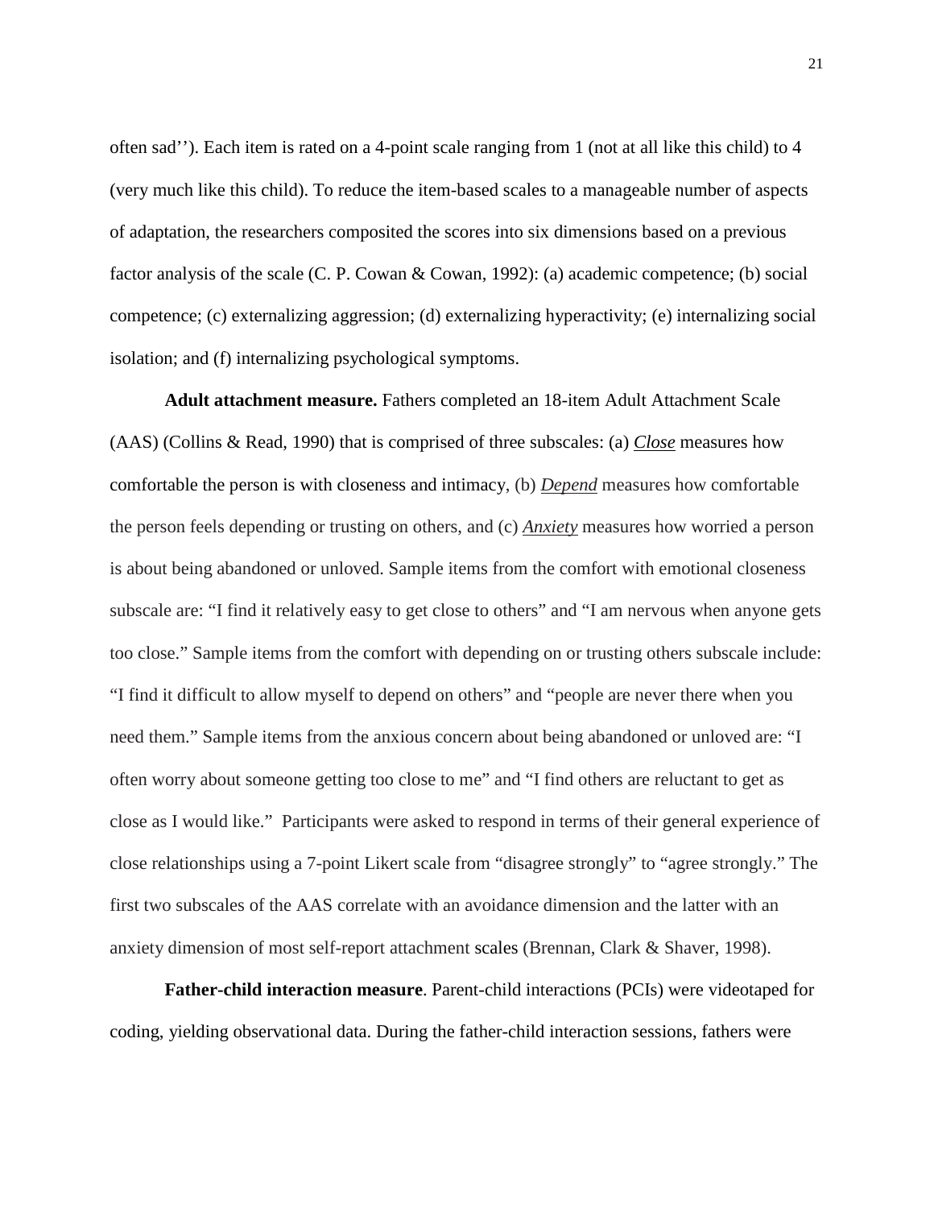often sad''). Each item is rated on a 4-point scale ranging from 1 (not at all like this child) to 4 (very much like this child). To reduce the item-based scales to a manageable number of aspects of adaptation, the researchers composited the scores into six dimensions based on a previous factor analysis of the scale (C. P. Cowan & Cowan, 1992): (a) academic competence; (b) social competence; (c) externalizing aggression; (d) externalizing hyperactivity; (e) internalizing social isolation; and (f) internalizing psychological symptoms.

**Adult attachment measure.** Fathers completed an 18-item Adult Attachment Scale (AAS) (Collins & Read, 1990) that is comprised of three subscales: (a) <u>*Close*</u> measures how comfortable the person is with closeness and intimacy, (b) <u>*Depend*</u> measures how comfortable the person feels depending or trusting on others, and (c) <u>*Anxiety*</u> measures how worried a person is about being abandoned or unloved. Sample items from the comfort with emotional closeness subscale are: "I find it relatively easy to get close to others" and "I am nervous when anyone gets too close." Sample items from the comfort with depending on or trusting others subscale include: "I find it difficult to allow myself to depend on others" and "people are never there when you need them." Sample items from the anxious concern about being abandoned or unloved are: "I often worry about someone getting too close to me" and "I find others are reluctant to get as close as I would like." Participants were asked to respond in terms of their general experience of close relationships using a 7-point Likert scale from "disagree strongly" to "agree strongly." The first two subscales of the AAS correlate with an avoidance dimension and the latter with an anxiety dimension of most self-report attachment scales (Brennan, Clark & Shaver, 1998).

**Father-child interaction measure**. Parent-child interactions (PCIs) were videotaped for coding, yielding observational data. During the father-child interaction sessions, fathers were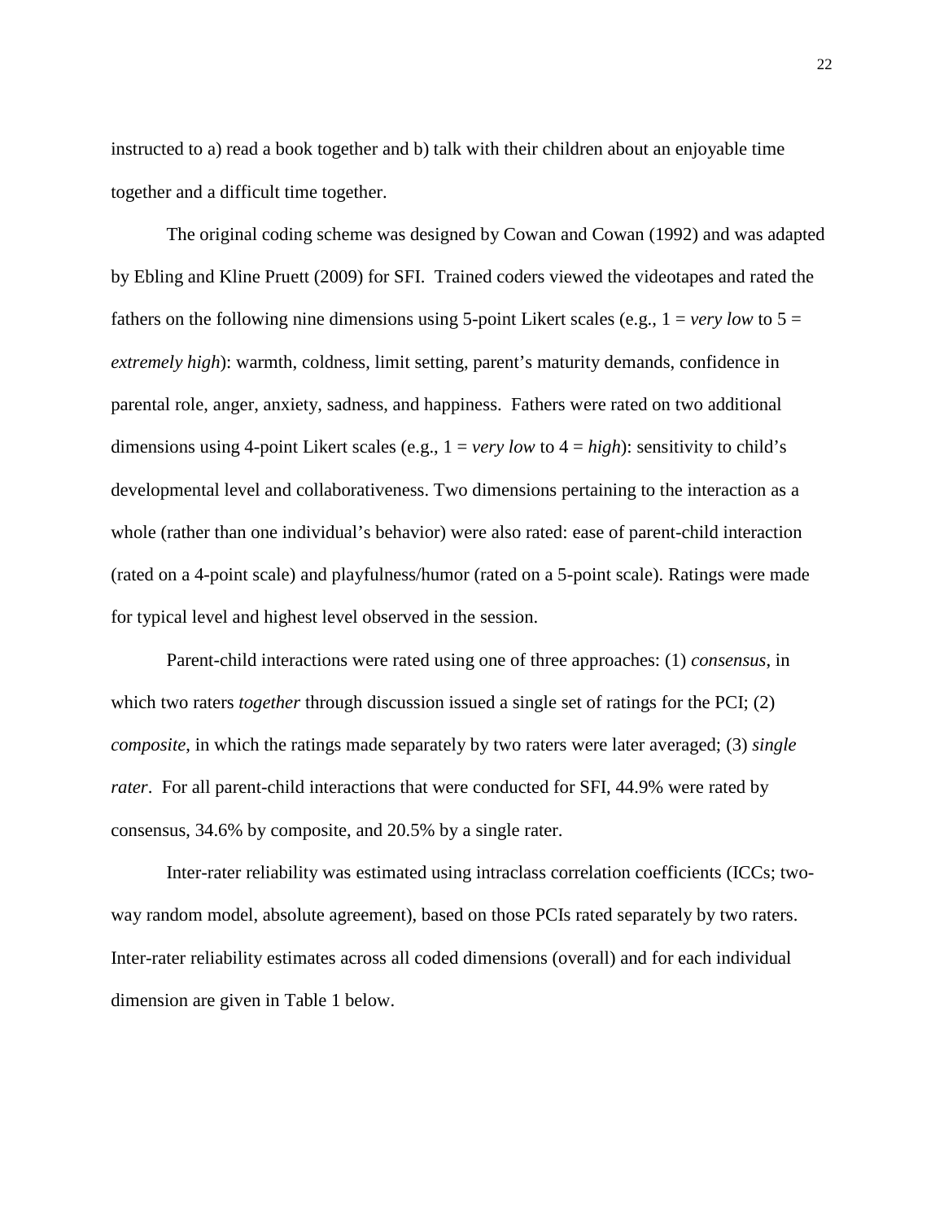instructed to a) read a book together and b) talk with their children about an enjoyable time together and a difficult time together.

The original coding scheme was designed by Cowan and Cowan (1992) and was adapted by Ebling and Kline Pruett (2009) for SFI. Trained coders viewed the videotapes and rated the fathers on the following nine dimensions using 5-point Likert scales (e.g., 1 = *very low* to 5 = *extremely high*): warmth, coldness, limit setting, parent's maturity demands, confidence in parental role, anger, anxiety, sadness, and happiness. Fathers were rated on two additional dimensions using 4-point Likert scales (e.g., 1 = *very low* to 4 = *high*): sensitivity to child's developmental level and collaborativeness. Two dimensions pertaining to the interaction as a whole (rather than one individual's behavior) were also rated: ease of parent-child interaction (rated on a 4-point scale) and playfulness/humor (rated on a 5-point scale). Ratings were made for typical level and highest level observed in the session.

Parent-child interactions were rated using one of three approaches: (1) *consensus*, in which two raters *together* through discussion issued a single set of ratings for the PCI; (2) *composite*, in which the ratings made separately by two raters were later averaged; (3) *single rater*. For all parent-child interactions that were conducted for SFI, 44.9% were rated by consensus, 34.6% by composite, and 20.5% by a single rater.

Inter-rater reliability was estimated using intraclass correlation coefficients (ICCs; two-way random model, absolute agreement), based on those PCIs rated separately by two raters. Inter-rater reliability estimates across all coded dimensions (overall) and for each individual dimension are given in Table 1 below.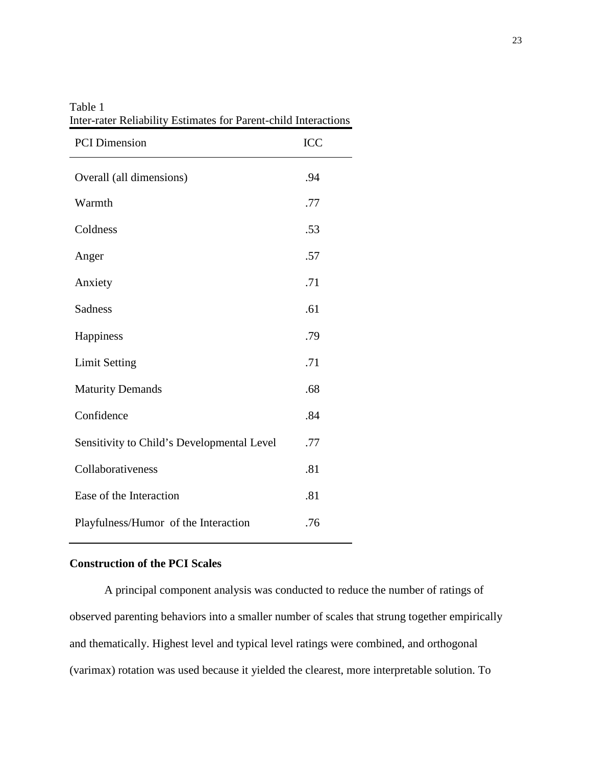Table 1
Inter-rater Reliability Estimates for Parent-child Interactions

| PCI Dimension | ICC |
|---|---|
| Overall (all dimensions) | .94 |
| Warmth | .77 |
| Coldness | .53 |
| Anger | .57 |
| Anxiety | .71 |
| Sadness | .61 |
| Happiness | .79 |
| Limit Setting | .71 |
| Maturity Demands | .68 |
| Confidence | .84 |
| Sensitivity to Child's Developmental Level | .77 |
| Collaborativeness | .81 |
| Ease of the Interaction | .81 |
| Playfulness/Humor of the Interaction | .76 |

**Construction of the PCI Scales**

A principal component analysis was conducted to reduce the number of ratings of observed parenting behaviors into a smaller number of scales that strung together empirically and thematically. Highest level and typical level ratings were combined, and orthogonal (varimax) rotation was used because it yielded the clearest, more interpretable solution. To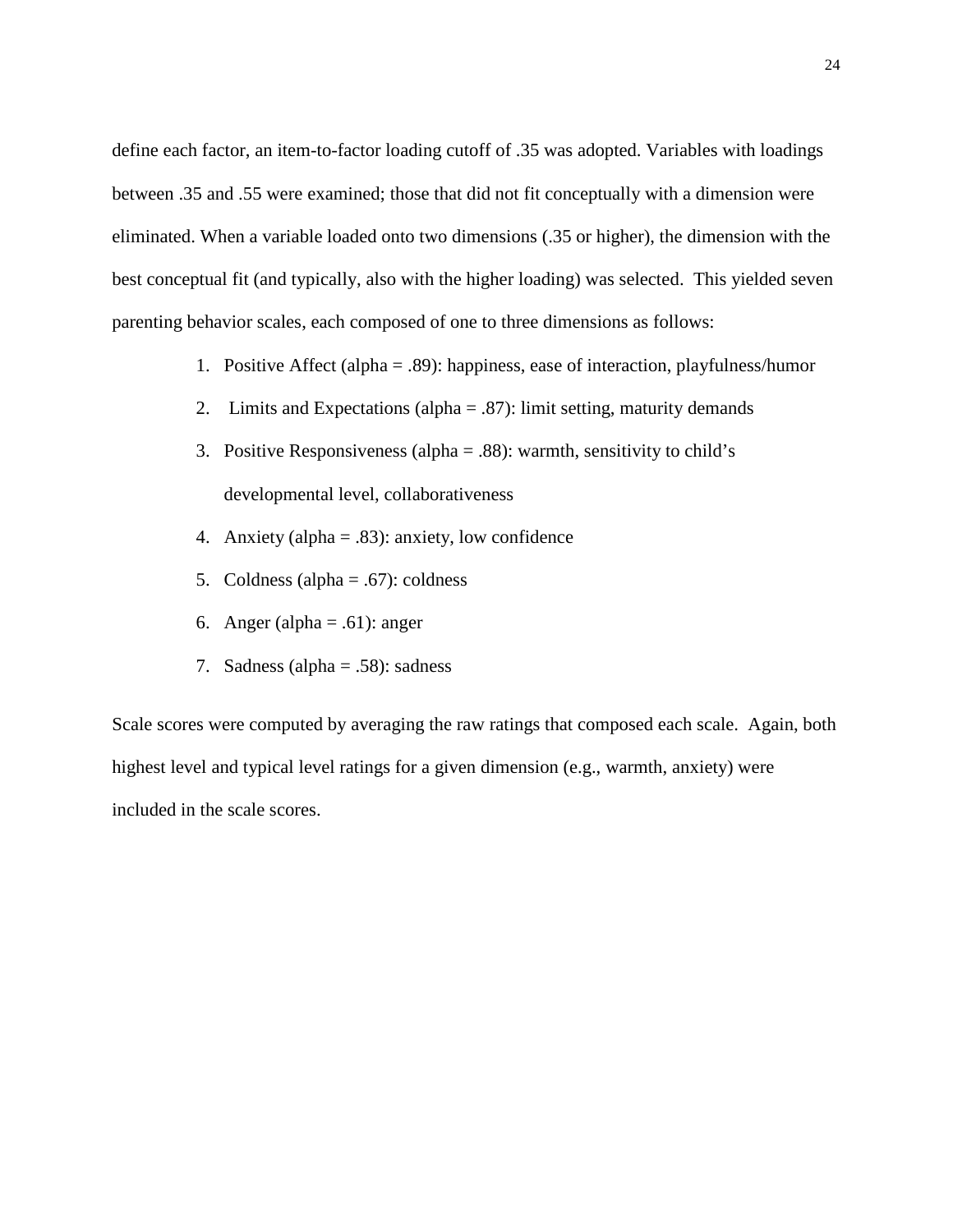define each factor, an item-to-factor loading cutoff of .35 was adopted. Variables with loadings between .35 and .55 were examined; those that did not fit conceptually with a dimension were eliminated. When a variable loaded onto two dimensions (.35 or higher), the dimension with the best conceptual fit (and typically, also with the higher loading) was selected. This yielded seven parenting behavior scales, each composed of one to three dimensions as follows:

1. Positive Affect (alpha = .89): happiness, ease of interaction, playfulness/humor
2. Limits and Expectations (alpha = .87): limit setting, maturity demands
3. Positive Responsiveness (alpha = .88): warmth, sensitivity to child's developmental level, collaborativeness
4. Anxiety (alpha = .83): anxiety, low confidence
5. Coldness (alpha = .67): coldness
6. Anger (alpha = .61): anger
7. Sadness (alpha = .58): sadness

Scale scores were computed by averaging the raw ratings that composed each scale. Again, both highest level and typical level ratings for a given dimension (e.g., warmth, anxiety) were included in the scale scores.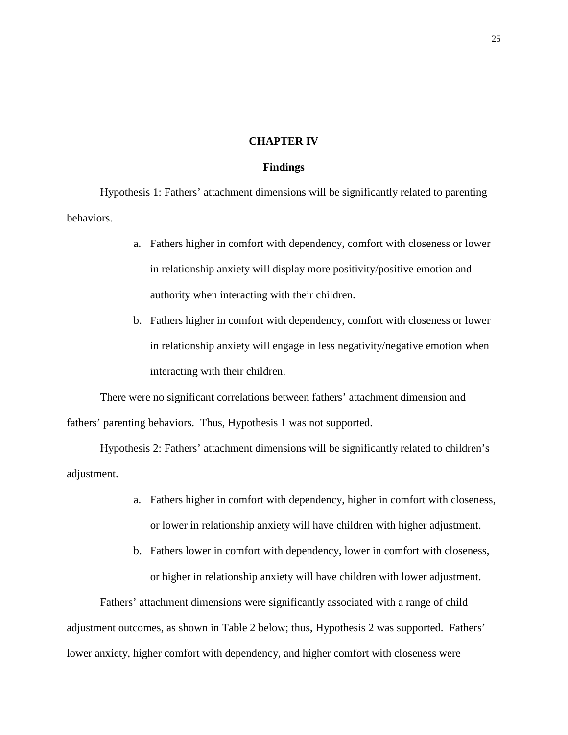# CHAPTER IV

## Findings

Hypothesis 1: Fathers' attachment dimensions will be significantly related to parenting behaviors.

a. Fathers higher in comfort with dependency, comfort with closeness or lower in relationship anxiety will display more positivity/positive emotion and authority when interacting with their children.

b. Fathers higher in comfort with dependency, comfort with closeness or lower in relationship anxiety will engage in less negativity/negative emotion when interacting with their children.

There were no significant correlations between fathers' attachment dimension and fathers' parenting behaviors. Thus, Hypothesis 1 was not supported.

Hypothesis 2: Fathers' attachment dimensions will be significantly related to children's adjustment.

a. Fathers higher in comfort with dependency, higher in comfort with closeness, or lower in relationship anxiety will have children with higher adjustment.

b. Fathers lower in comfort with dependency, lower in comfort with closeness, or higher in relationship anxiety will have children with lower adjustment.

Fathers' attachment dimensions were significantly associated with a range of child adjustment outcomes, as shown in Table 2 below; thus, Hypothesis 2 was supported. Fathers' lower anxiety, higher comfort with dependency, and higher comfort with closeness were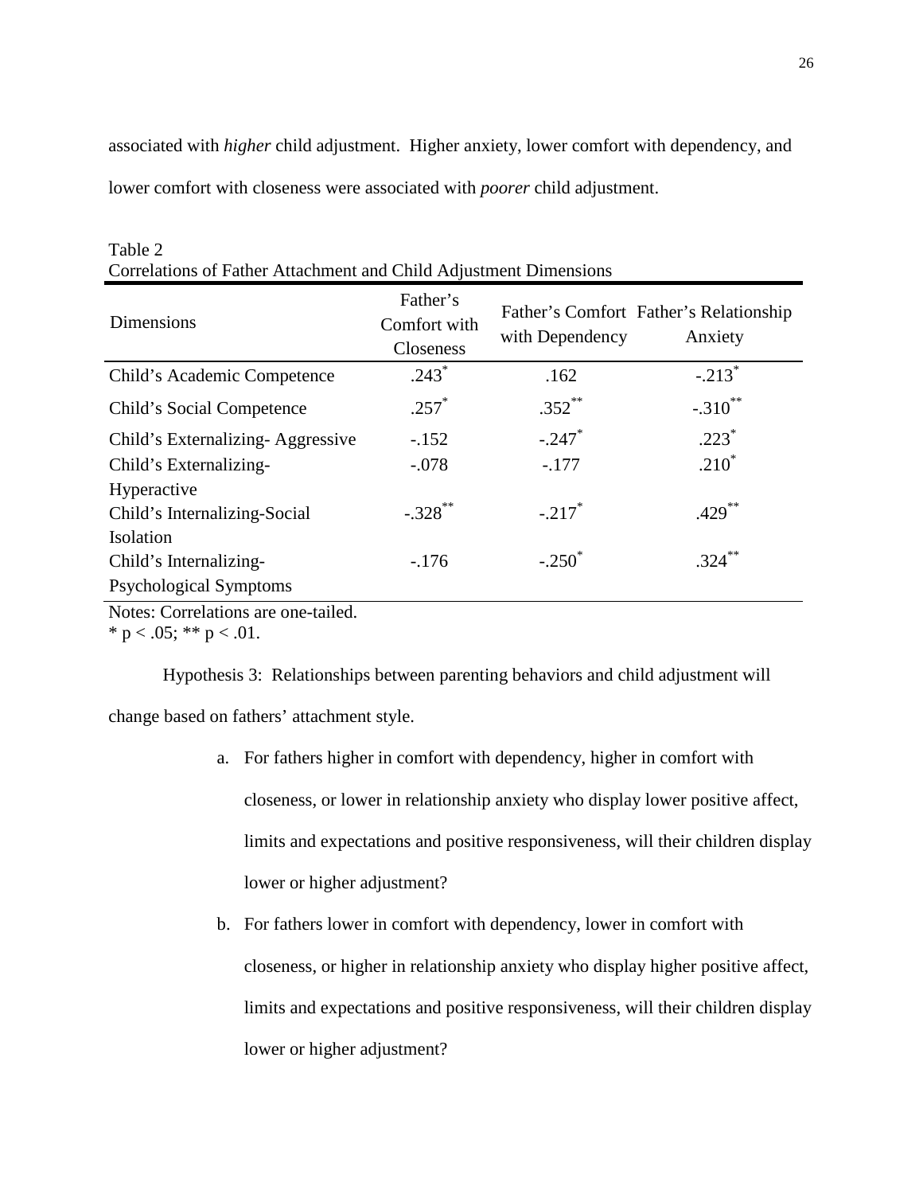associated with *higher* child adjustment. Higher anxiety, lower comfort with dependency, and lower comfort with closeness were associated with *poorer* child adjustment.

Table 2
Correlations of Father Attachment and Child Adjustment Dimensions

| Dimensions | Father's Comfort with Closeness | Father's Comfort with Dependency | Father's Relationship Anxiety |
|---|---|---|---|
| Child's Academic Competence | .243* | .162 | -.213* |
| Child's Social Competence | .257* | .352** | -.310** |
| Child's Externalizing- Aggressive | -.152 | -.247* | .223* |
| Child's Externalizing-Hyperactive | -.078 | -.177 | .210* |
| Child's Internalizing-Social Isolation | -.328** | -.217* | .429** |
| Child's Internalizing-Psychological Symptoms | -.176 | -.250* | .324** |

Notes: Correlations are one-tailed.
* $p < .05$; ** $p < .01$.

Hypothesis 3: Relationships between parenting behaviors and child adjustment will change based on fathers' attachment style.

a. For fathers higher in comfort with dependency, higher in comfort with closeness, or lower in relationship anxiety who display lower positive affect, limits and expectations and positive responsiveness, will their children display lower or higher adjustment?

b. For fathers lower in comfort with dependency, lower in comfort with closeness, or higher in relationship anxiety who display higher positive affect, limits and expectations and positive responsiveness, will their children display lower or higher adjustment?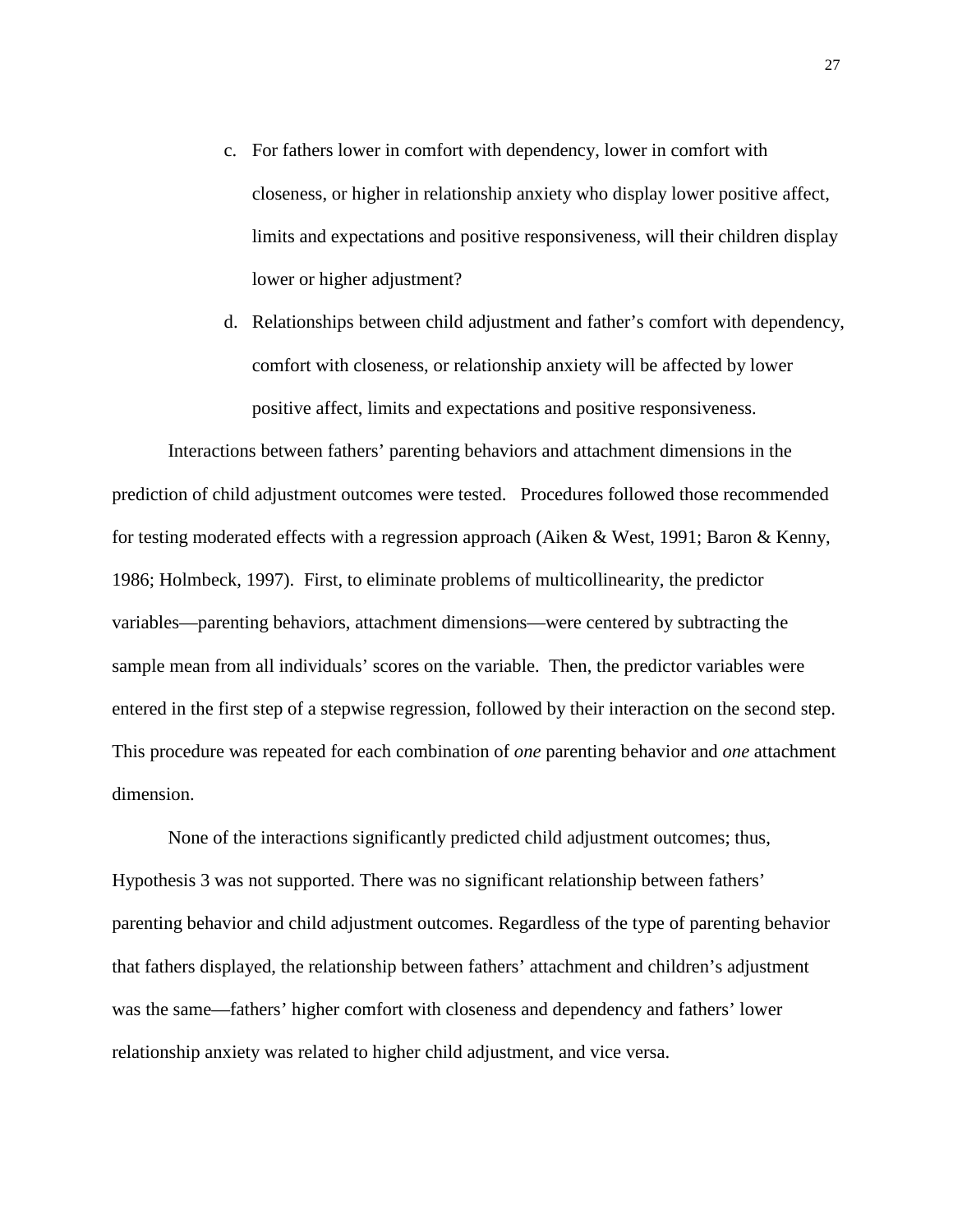c. For fathers lower in comfort with dependency, lower in comfort with closeness, or higher in relationship anxiety who display lower positive affect, limits and expectations and positive responsiveness, will their children display lower or higher adjustment?

d. Relationships between child adjustment and father's comfort with dependency, comfort with closeness, or relationship anxiety will be affected by lower positive affect, limits and expectations and positive responsiveness.

Interactions between fathers' parenting behaviors and attachment dimensions in the prediction of child adjustment outcomes were tested. Procedures followed those recommended for testing moderated effects with a regression approach (Aiken & West, 1991; Baron & Kenny, 1986; Holmbeck, 1997). First, to eliminate problems of multicollinearity, the predictor variables—parenting behaviors, attachment dimensions—were centered by subtracting the sample mean from all individuals' scores on the variable. Then, the predictor variables were entered in the first step of a stepwise regression, followed by their interaction on the second step. This procedure was repeated for each combination of *one* parenting behavior and *one* attachment dimension.

None of the interactions significantly predicted child adjustment outcomes; thus, Hypothesis 3 was not supported. There was no significant relationship between fathers' parenting behavior and child adjustment outcomes. Regardless of the type of parenting behavior that fathers displayed, the relationship between fathers' attachment and children's adjustment was the same—fathers' higher comfort with closeness and dependency and fathers' lower relationship anxiety was related to higher child adjustment, and vice versa.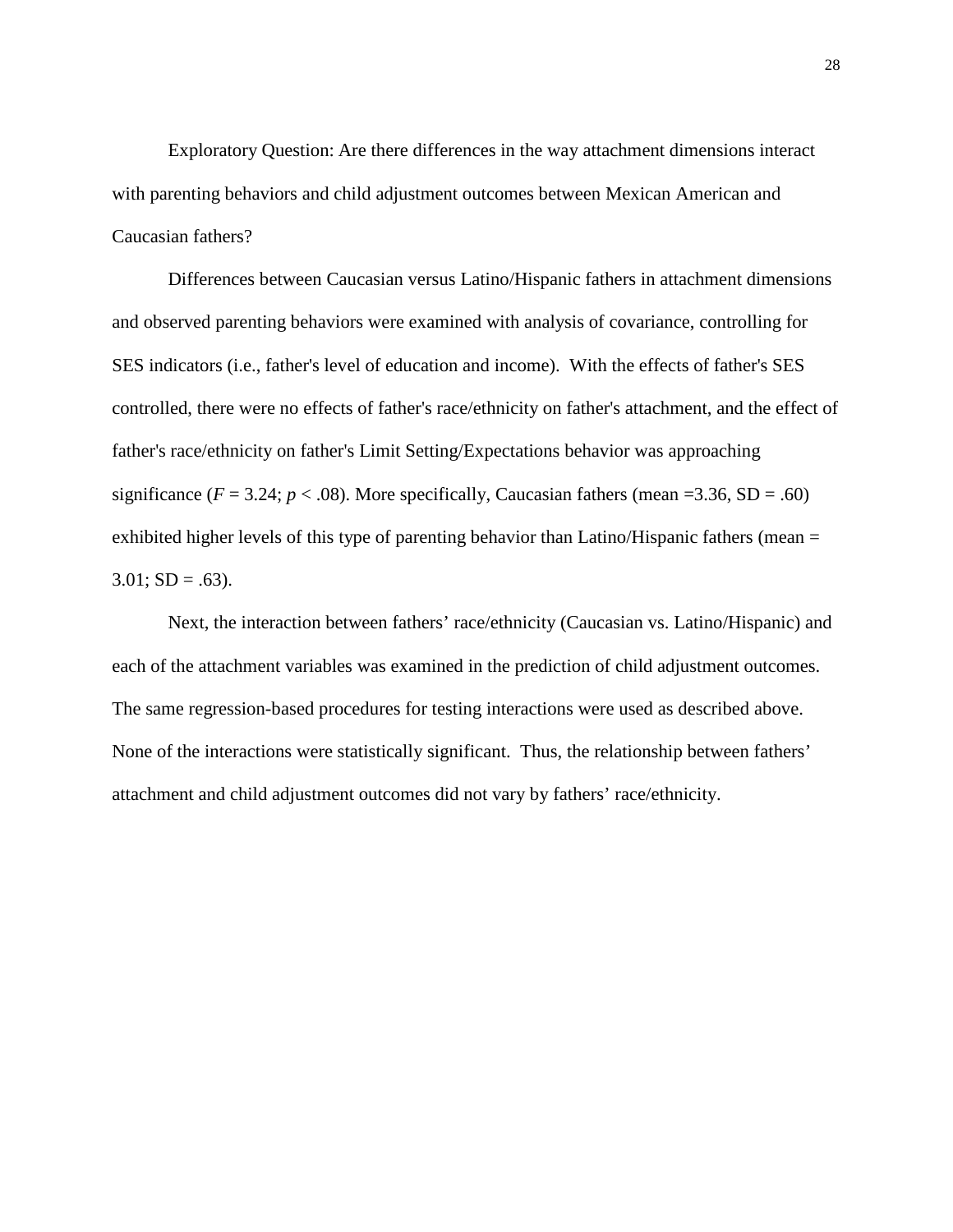Exploratory Question: Are there differences in the way attachment dimensions interact with parenting behaviors and child adjustment outcomes between Mexican American and Caucasian fathers?

Differences between Caucasian versus Latino/Hispanic fathers in attachment dimensions and observed parenting behaviors were examined with analysis of covariance, controlling for SES indicators (i.e., father's level of education and income). With the effects of father's SES controlled, there were no effects of father's race/ethnicity on father's attachment, and the effect of father's race/ethnicity on father's Limit Setting/Expectations behavior was approaching significance ($F = 3.24$; $p < .08$). More specifically, Caucasian fathers (mean =3.36, SD = .60) exhibited higher levels of this type of parenting behavior than Latino/Hispanic fathers (mean = 3.01; SD = .63).

Next, the interaction between fathers' race/ethnicity (Caucasian vs. Latino/Hispanic) and each of the attachment variables was examined in the prediction of child adjustment outcomes. The same regression-based procedures for testing interactions were used as described above. None of the interactions were statistically significant. Thus, the relationship between fathers' attachment and child adjustment outcomes did not vary by fathers' race/ethnicity.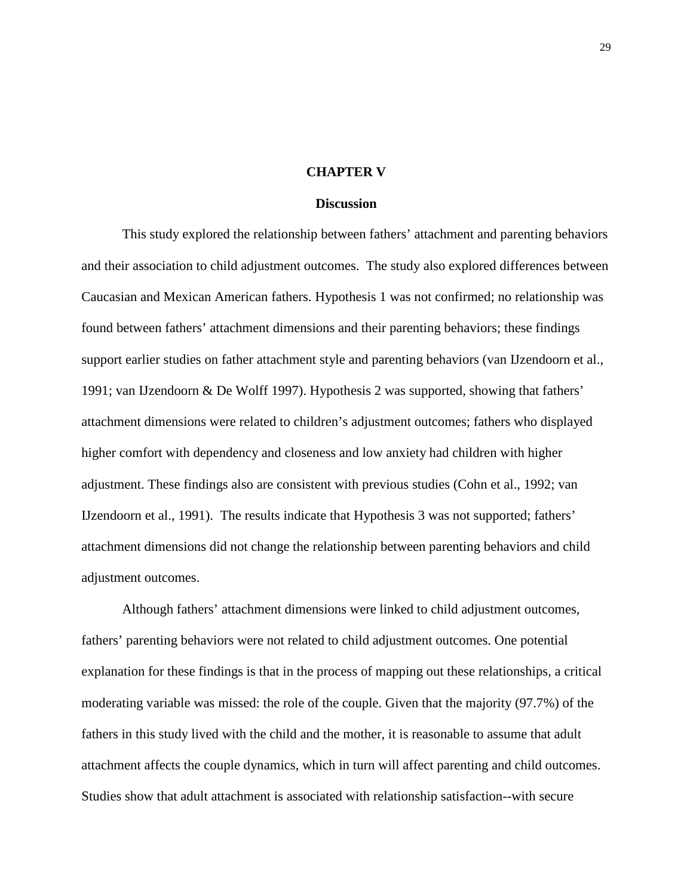# CHAPTER V

## Discussion

This study explored the relationship between fathers' attachment and parenting behaviors and their association to child adjustment outcomes.  The study also explored differences between Caucasian and Mexican American fathers. Hypothesis 1 was not confirmed; no relationship was found between fathers' attachment dimensions and their parenting behaviors; these findings support earlier studies on father attachment style and parenting behaviors (van IJzendoorn et al., 1991; van IJzendoorn & De Wolff 1997). Hypothesis 2 was supported, showing that fathers' attachment dimensions were related to children's adjustment outcomes; fathers who displayed higher comfort with dependency and closeness and low anxiety had children with higher adjustment. These findings also are consistent with previous studies (Cohn et al., 1992; van IJzendoorn et al., 1991).  The results indicate that Hypothesis 3 was not supported; fathers' attachment dimensions did not change the relationship between parenting behaviors and child adjustment outcomes.

Although fathers' attachment dimensions were linked to child adjustment outcomes, fathers' parenting behaviors were not related to child adjustment outcomes. One potential explanation for these findings is that in the process of mapping out these relationships, a critical moderating variable was missed: the role of the couple. Given that the majority (97.7%) of the fathers in this study lived with the child and the mother, it is reasonable to assume that adult attachment affects the couple dynamics, which in turn will affect parenting and child outcomes. Studies show that adult attachment is associated with relationship satisfaction--with secure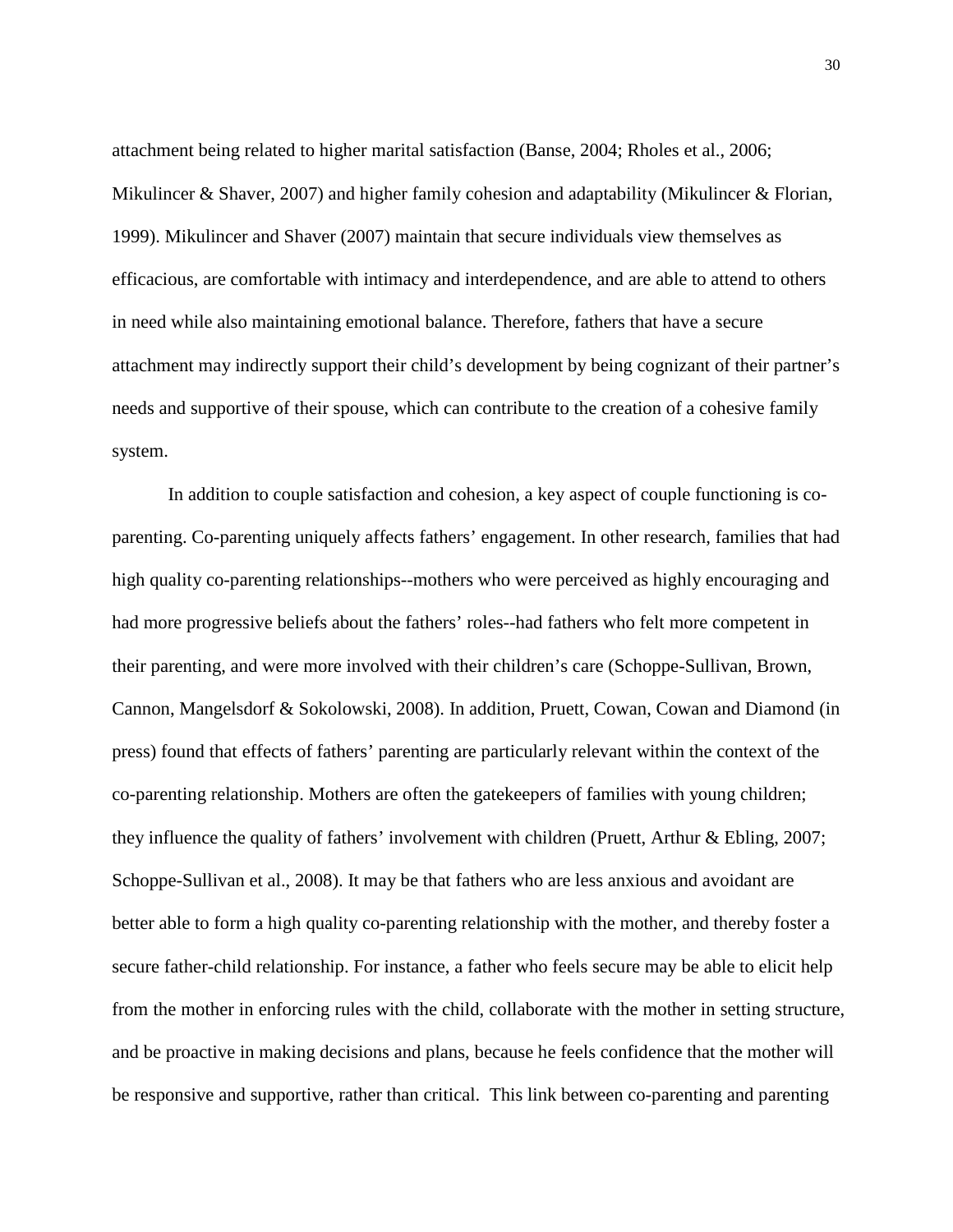attachment being related to higher marital satisfaction (Banse, 2004; Rholes et al., 2006; Mikulincer & Shaver, 2007) and higher family cohesion and adaptability (Mikulincer & Florian, 1999). Mikulincer and Shaver (2007) maintain that secure individuals view themselves as efficacious, are comfortable with intimacy and interdependence, and are able to attend to others in need while also maintaining emotional balance. Therefore, fathers that have a secure attachment may indirectly support their child's development by being cognizant of their partner's needs and supportive of their spouse, which can contribute to the creation of a cohesive family system.

In addition to couple satisfaction and cohesion, a key aspect of couple functioning is co-parenting. Co-parenting uniquely affects fathers' engagement. In other research, families that had high quality co-parenting relationships--mothers who were perceived as highly encouraging and had more progressive beliefs about the fathers' roles--had fathers who felt more competent in their parenting, and were more involved with their children's care (Schoppe-Sullivan, Brown, Cannon, Mangelsdorf & Sokolowski, 2008). In addition, Pruett, Cowan, Cowan and Diamond (in press) found that effects of fathers' parenting are particularly relevant within the context of the co-parenting relationship. Mothers are often the gatekeepers of families with young children; they influence the quality of fathers' involvement with children (Pruett, Arthur & Ebling, 2007; Schoppe-Sullivan et al., 2008). It may be that fathers who are less anxious and avoidant are better able to form a high quality co-parenting relationship with the mother, and thereby foster a secure father-child relationship. For instance, a father who feels secure may be able to elicit help from the mother in enforcing rules with the child, collaborate with the mother in setting structure, and be proactive in making decisions and plans, because he feels confidence that the mother will be responsive and supportive, rather than critical. This link between co-parenting and parenting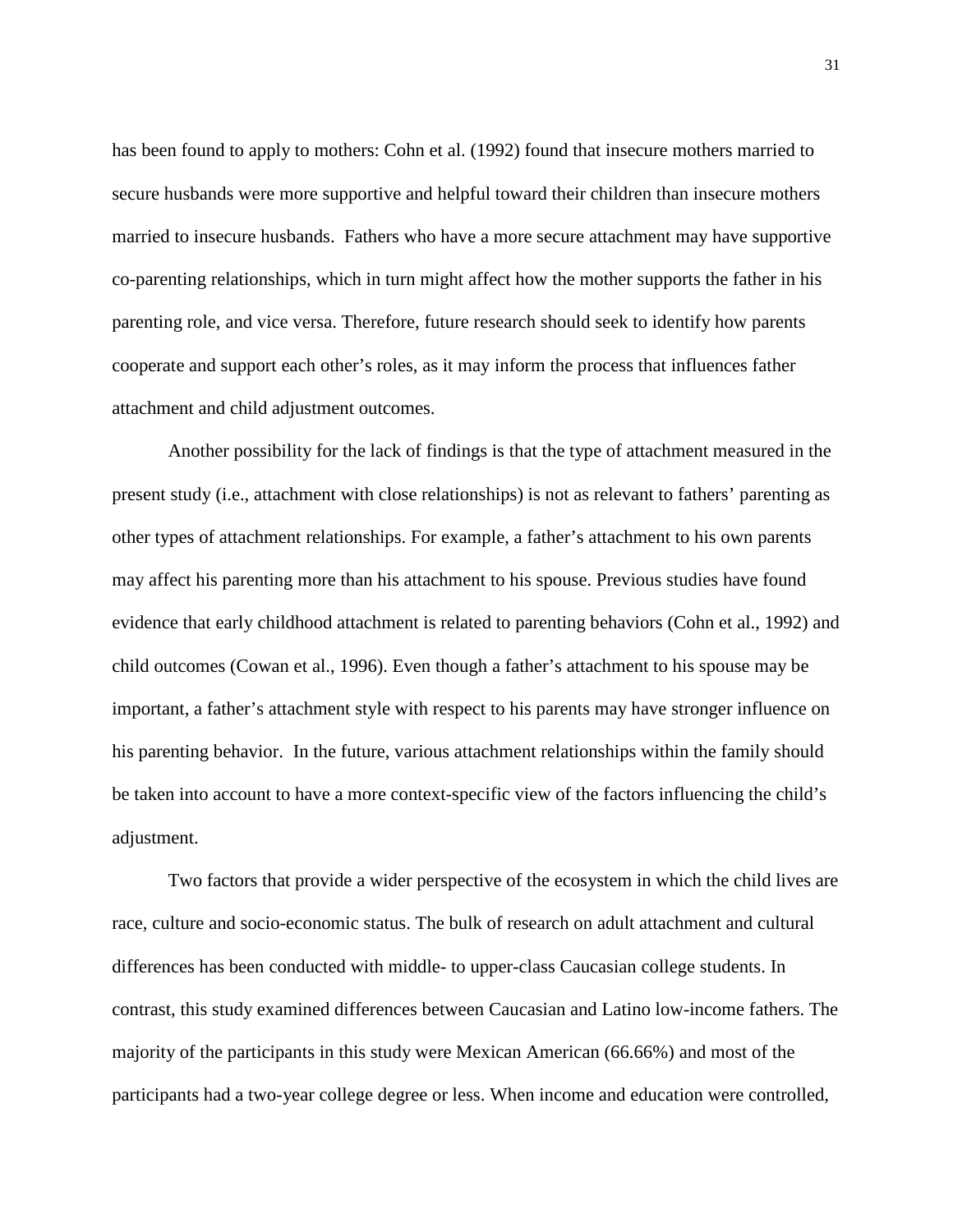has been found to apply to mothers: Cohn et al. (1992) found that insecure mothers married to secure husbands were more supportive and helpful toward their children than insecure mothers married to insecure husbands. Fathers who have a more secure attachment may have supportive co-parenting relationships, which in turn might affect how the mother supports the father in his parenting role, and vice versa. Therefore, future research should seek to identify how parents cooperate and support each other's roles, as it may inform the process that influences father attachment and child adjustment outcomes.

Another possibility for the lack of findings is that the type of attachment measured in the present study (i.e., attachment with close relationships) is not as relevant to fathers' parenting as other types of attachment relationships. For example, a father's attachment to his own parents may affect his parenting more than his attachment to his spouse. Previous studies have found evidence that early childhood attachment is related to parenting behaviors (Cohn et al., 1992) and child outcomes (Cowan et al., 1996). Even though a father's attachment to his spouse may be important, a father's attachment style with respect to his parents may have stronger influence on his parenting behavior. In the future, various attachment relationships within the family should be taken into account to have a more context-specific view of the factors influencing the child's adjustment.

Two factors that provide a wider perspective of the ecosystem in which the child lives are race, culture and socio-economic status. The bulk of research on adult attachment and cultural differences has been conducted with middle- to upper-class Caucasian college students. In contrast, this study examined differences between Caucasian and Latino low-income fathers. The majority of the participants in this study were Mexican American (66.66%) and most of the participants had a two-year college degree or less. When income and education were controlled,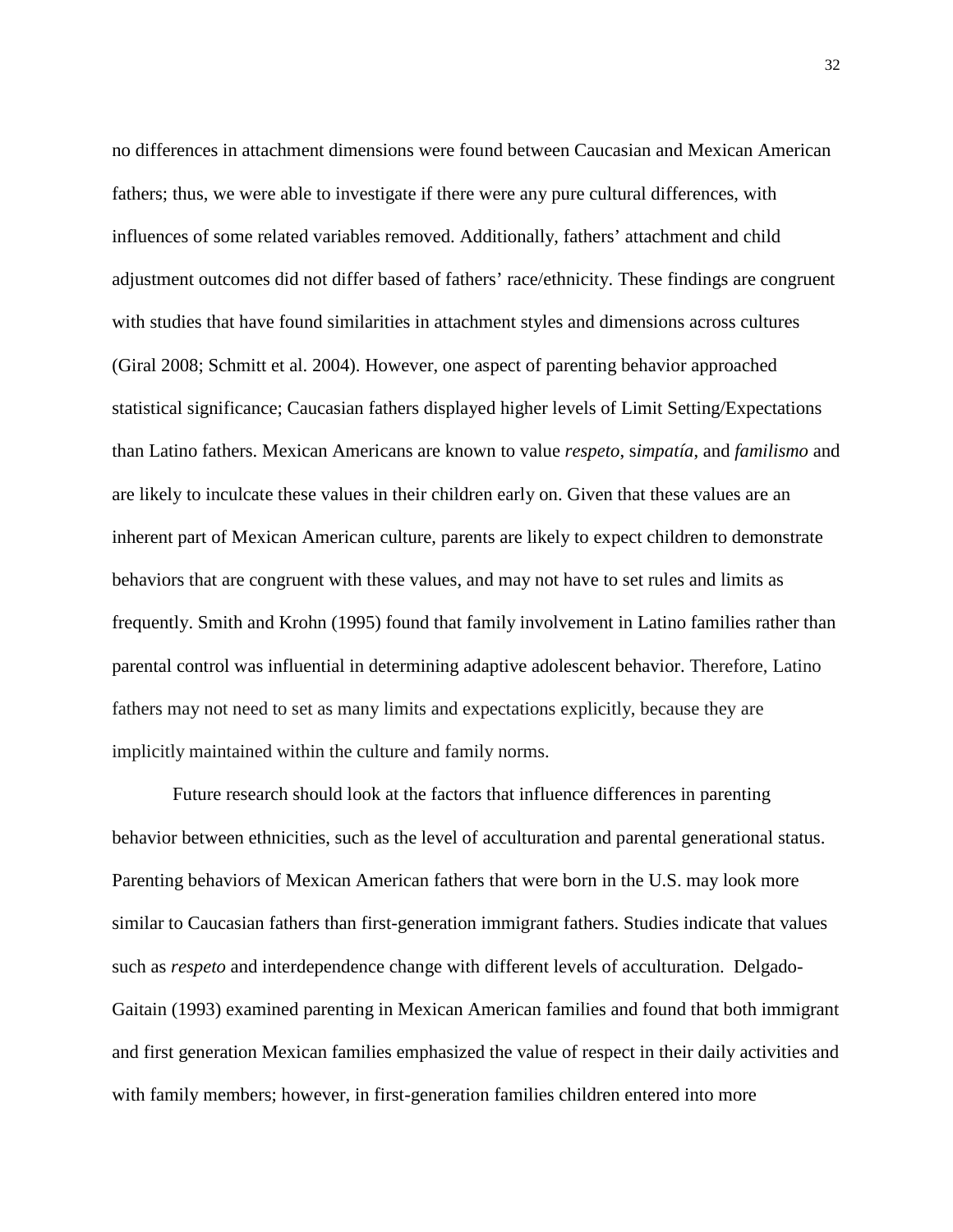no differences in attachment dimensions were found between Caucasian and Mexican American fathers; thus, we were able to investigate if there were any pure cultural differences, with influences of some related variables removed. Additionally, fathers' attachment and child adjustment outcomes did not differ based of fathers' race/ethnicity. These findings are congruent with studies that have found similarities in attachment styles and dimensions across cultures (Giral 2008; Schmitt et al. 2004). However, one aspect of parenting behavior approached statistical significance; Caucasian fathers displayed higher levels of Limit Setting/Expectations than Latino fathers. Mexican Americans are known to value *respeto*, s*impatía*, and *familismo* and are likely to inculcate these values in their children early on. Given that these values are an inherent part of Mexican American culture, parents are likely to expect children to demonstrate behaviors that are congruent with these values, and may not have to set rules and limits as frequently. Smith and Krohn (1995) found that family involvement in Latino families rather than parental control was influential in determining adaptive adolescent behavior. Therefore, Latino fathers may not need to set as many limits and expectations explicitly, because they are implicitly maintained within the culture and family norms.

Future research should look at the factors that influence differences in parenting behavior between ethnicities, such as the level of acculturation and parental generational status. Parenting behaviors of Mexican American fathers that were born in the U.S. may look more similar to Caucasian fathers than first-generation immigrant fathers. Studies indicate that values such as *respeto* and interdependence change with different levels of acculturation. Delgado-Gaitain (1993) examined parenting in Mexican American families and found that both immigrant and first generation Mexican families emphasized the value of respect in their daily activities and with family members; however, in first-generation families children entered into more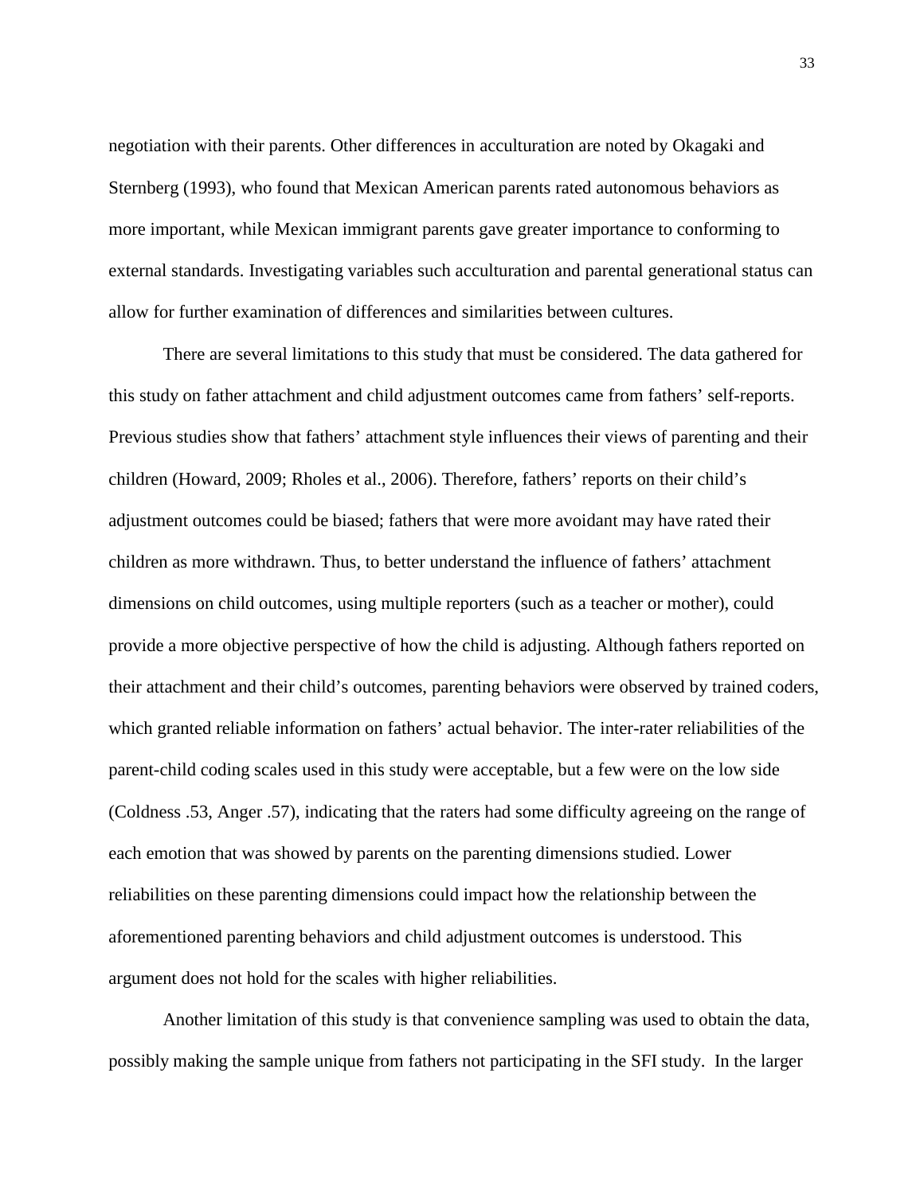negotiation with their parents. Other differences in acculturation are noted by Okagaki and Sternberg (1993), who found that Mexican American parents rated autonomous behaviors as more important, while Mexican immigrant parents gave greater importance to conforming to external standards. Investigating variables such acculturation and parental generational status can allow for further examination of differences and similarities between cultures.

There are several limitations to this study that must be considered. The data gathered for this study on father attachment and child adjustment outcomes came from fathers' self-reports. Previous studies show that fathers' attachment style influences their views of parenting and their children (Howard, 2009; Rholes et al., 2006). Therefore, fathers' reports on their child's adjustment outcomes could be biased; fathers that were more avoidant may have rated their children as more withdrawn. Thus, to better understand the influence of fathers' attachment dimensions on child outcomes, using multiple reporters (such as a teacher or mother), could provide a more objective perspective of how the child is adjusting. Although fathers reported on their attachment and their child's outcomes, parenting behaviors were observed by trained coders, which granted reliable information on fathers' actual behavior. The inter-rater reliabilities of the parent-child coding scales used in this study were acceptable, but a few were on the low side (Coldness .53, Anger .57), indicating that the raters had some difficulty agreeing on the range of each emotion that was showed by parents on the parenting dimensions studied. Lower reliabilities on these parenting dimensions could impact how the relationship between the aforementioned parenting behaviors and child adjustment outcomes is understood. This argument does not hold for the scales with higher reliabilities.

Another limitation of this study is that convenience sampling was used to obtain the data, possibly making the sample unique from fathers not participating in the SFI study. In the larger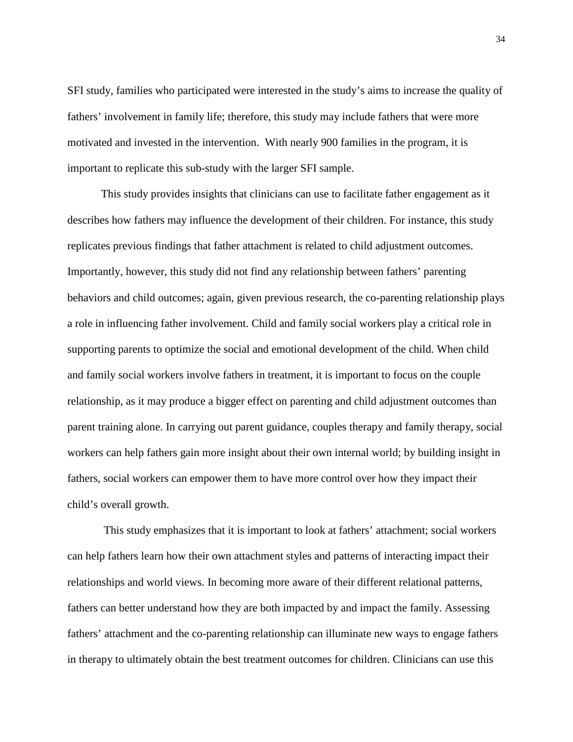SFI study, families who participated were interested in the study's aims to increase the quality of fathers' involvement in family life; therefore, this study may include fathers that were more motivated and invested in the intervention. With nearly 900 families in the program, it is important to replicate this sub-study with the larger SFI sample.

This study provides insights that clinicians can use to facilitate father engagement as it describes how fathers may influence the development of their children. For instance, this study replicates previous findings that father attachment is related to child adjustment outcomes. Importantly, however, this study did not find any relationship between fathers' parenting behaviors and child outcomes; again, given previous research, the co-parenting relationship plays a role in influencing father involvement. Child and family social workers play a critical role in supporting parents to optimize the social and emotional development of the child. When child and family social workers involve fathers in treatment, it is important to focus on the couple relationship, as it may produce a bigger effect on parenting and child adjustment outcomes than parent training alone. In carrying out parent guidance, couples therapy and family therapy, social workers can help fathers gain more insight about their own internal world; by building insight in fathers, social workers can empower them to have more control over how they impact their child's overall growth.

This study emphasizes that it is important to look at fathers' attachment; social workers can help fathers learn how their own attachment styles and patterns of interacting impact their relationships and world views. In becoming more aware of their different relational patterns, fathers can better understand how they are both impacted by and impact the family. Assessing fathers' attachment and the co-parenting relationship can illuminate new ways to engage fathers in therapy to ultimately obtain the best treatment outcomes for children. Clinicians can use this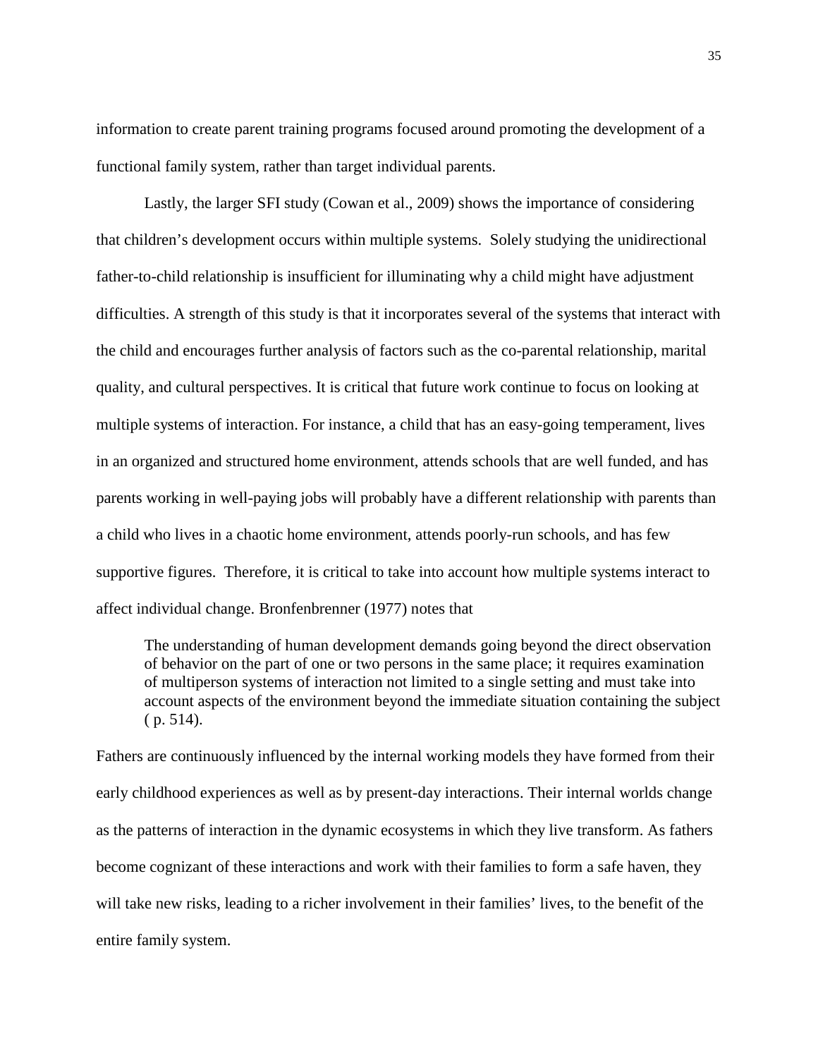information to create parent training programs focused around promoting the development of a functional family system, rather than target individual parents.

Lastly, the larger SFI study (Cowan et al., 2009) shows the importance of considering that children's development occurs within multiple systems. Solely studying the unidirectional father-to-child relationship is insufficient for illuminating why a child might have adjustment difficulties. A strength of this study is that it incorporates several of the systems that interact with the child and encourages further analysis of factors such as the co-parental relationship, marital quality, and cultural perspectives. It is critical that future work continue to focus on looking at multiple systems of interaction. For instance, a child that has an easy-going temperament, lives in an organized and structured home environment, attends schools that are well funded, and has parents working in well-paying jobs will probably have a different relationship with parents than a child who lives in a chaotic home environment, attends poorly-run schools, and has few supportive figures. Therefore, it is critical to take into account how multiple systems interact to affect individual change. Bronfenbrenner (1977) notes that

> The understanding of human development demands going beyond the direct observation of behavior on the part of one or two persons in the same place; it requires examination of multiperson systems of interaction not limited to a single setting and must take into account aspects of the environment beyond the immediate situation containing the subject ( p. 514).

Fathers are continuously influenced by the internal working models they have formed from their early childhood experiences as well as by present-day interactions. Their internal worlds change as the patterns of interaction in the dynamic ecosystems in which they live transform. As fathers become cognizant of these interactions and work with their families to form a safe haven, they will take new risks, leading to a richer involvement in their families' lives, to the benefit of the entire family system.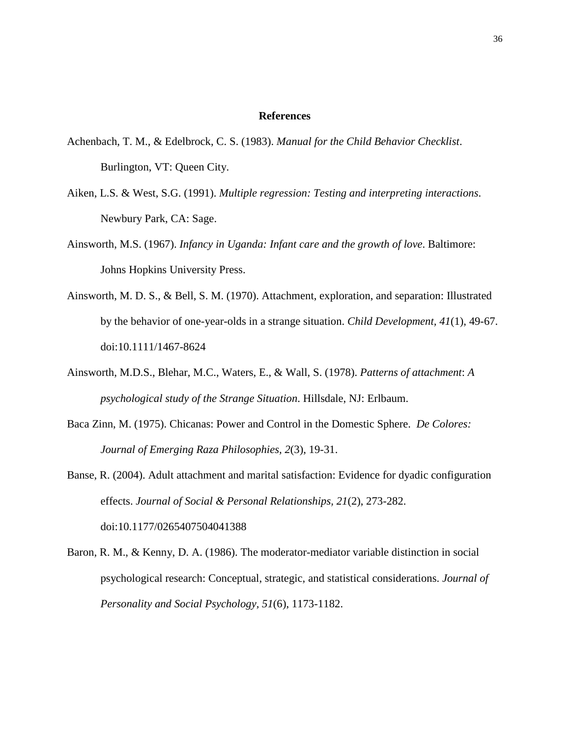## References

Achenbach, T. M., & Edelbrock, C. S. (1983). *Manual for the Child Behavior Checklist*. Burlington, VT: Queen City.

Aiken, L.S. & West, S.G. (1991). *Multiple regression: Testing and interpreting interactions*. Newbury Park, CA: Sage.

Ainsworth, M.S. (1967). *Infancy in Uganda: Infant care and the growth of love*. Baltimore: Johns Hopkins University Press.

Ainsworth, M. D. S., & Bell, S. M. (1970). Attachment, exploration, and separation: Illustrated by the behavior of one-year-olds in a strange situation. *Child Development, 41*(1), 49-67. doi:10.1111/1467-8624

Ainsworth, M.D.S., Blehar, M.C., Waters, E., & Wall, S. (1978). *Patterns of attachment*: *A psychological study of the Strange Situation*. Hillsdale, NJ: Erlbaum.

Baca Zinn, M. (1975). Chicanas: Power and Control in the Domestic Sphere. *De Colores: Journal of Emerging Raza Philosophies, 2*(3), 19-31.

Banse, R. (2004). Adult attachment and marital satisfaction: Evidence for dyadic configuration effects. *Journal of Social & Personal Relationships, 21*(2), 273-282. doi:10.1177/0265407504041388

Baron, R. M., & Kenny, D. A. (1986). The moderator-mediator variable distinction in social psychological research: Conceptual, strategic, and statistical considerations. *Journal of Personality and Social Psychology, 51*(6), 1173-1182.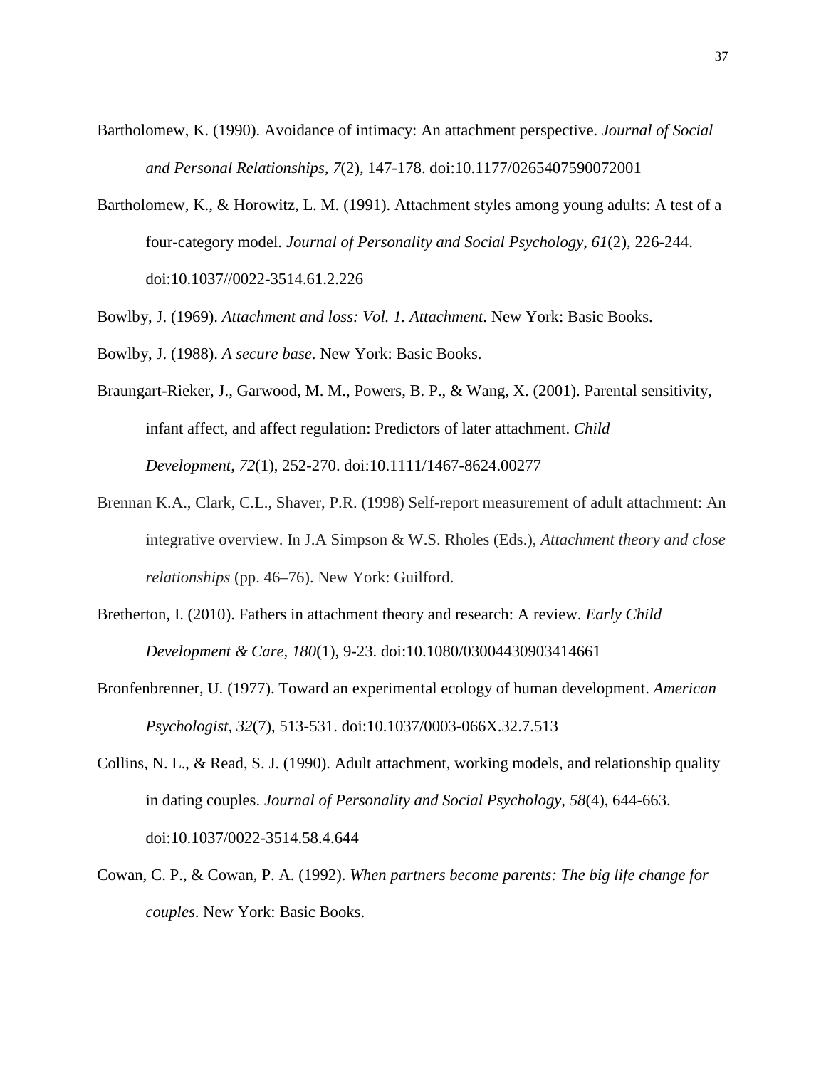Bartholomew, K. (1990). Avoidance of intimacy: An attachment perspective. *Journal of Social and Personal Relationships, 7*(2), 147-178. doi:10.1177/0265407590072001

Bartholomew, K., & Horowitz, L. M. (1991). Attachment styles among young adults: A test of a four-category model. *Journal of Personality and Social Psychology, 61*(2), 226-244. doi:10.1037//0022-3514.61.2.226

Bowlby, J. (1969). *Attachment and loss: Vol. 1. Attachment*. New York: Basic Books.

Bowlby, J. (1988). *A secure base*. New York: Basic Books.

Braungart-Rieker, J., Garwood, M. M., Powers, B. P., & Wang, X. (2001). Parental sensitivity, infant affect, and affect regulation: Predictors of later attachment. *Child Development, 72*(1), 252-270. doi:10.1111/1467-8624.00277

Brennan K.A., Clark, C.L., Shaver, P.R. (1998) Self-report measurement of adult attachment: An integrative overview. In J.A Simpson & W.S. Rholes (Eds.), *Attachment theory and close relationships* (pp. 46–76). New York: Guilford.

Bretherton, I. (2010). Fathers in attachment theory and research: A review. *Early Child Development & Care, 180*(1), 9-23. doi:10.1080/03004430903414661

Bronfenbrenner, U. (1977). Toward an experimental ecology of human development. *American Psychologist, 32*(7), 513-531. doi:10.1037/0003-066X.32.7.513

Collins, N. L., & Read, S. J. (1990). Adult attachment, working models, and relationship quality in dating couples. *Journal of Personality and Social Psychology, 58*(4), 644-663. doi:10.1037/0022-3514.58.4.644

Cowan, C. P., & Cowan, P. A. (1992). *When partners become parents: The big life change for couples*. New York: Basic Books.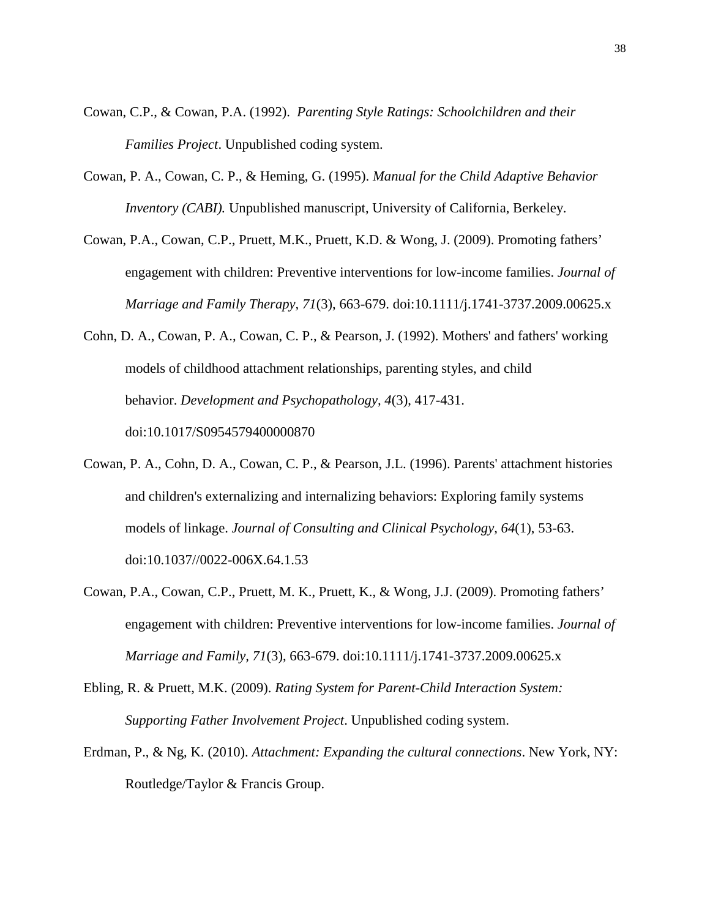Cowan, C.P., & Cowan, P.A. (1992). *Parenting Style Ratings: Schoolchildren and their Families Project*. Unpublished coding system.

Cowan, P. A., Cowan, C. P., & Heming, G. (1995). *Manual for the Child Adaptive Behavior Inventory (CABI).* Unpublished manuscript, University of California, Berkeley.

Cowan, P.A., Cowan, C.P., Pruett, M.K., Pruett, K.D. & Wong, J. (2009). Promoting fathers' engagement with children: Preventive interventions for low-income families. *Journal of Marriage and Family Therapy, 71*(3), 663-679. doi:10.1111/j.1741-3737.2009.00625.x

Cohn, D. A., Cowan, P. A., Cowan, C. P., & Pearson, J. (1992). Mothers' and fathers' working models of childhood attachment relationships, parenting styles, and child behavior. *Development and Psychopathology, 4*(3), 417-431. doi:10.1017/S0954579400000870

Cowan, P. A., Cohn, D. A., Cowan, C. P., & Pearson, J.L. (1996). Parents' attachment histories and children's externalizing and internalizing behaviors: Exploring family systems models of linkage. *Journal of Consulting and Clinical Psychology, 64*(1), 53-63. doi:10.1037//0022-006X.64.1.53

Cowan, P.A., Cowan, C.P., Pruett, M. K., Pruett, K., & Wong, J.J. (2009). Promoting fathers' engagement with children: Preventive interventions for low-income families. *Journal of Marriage and Family*, *71*(3), 663-679. doi:10.1111/j.1741-3737.2009.00625.x

Ebling, R. & Pruett, M.K. (2009). *Rating System for Parent-Child Interaction System: Supporting Father Involvement Project*. Unpublished coding system.

Erdman, P., & Ng, K. (2010). *Attachment: Expanding the cultural connections*. New York, NY: Routledge/Taylor & Francis Group.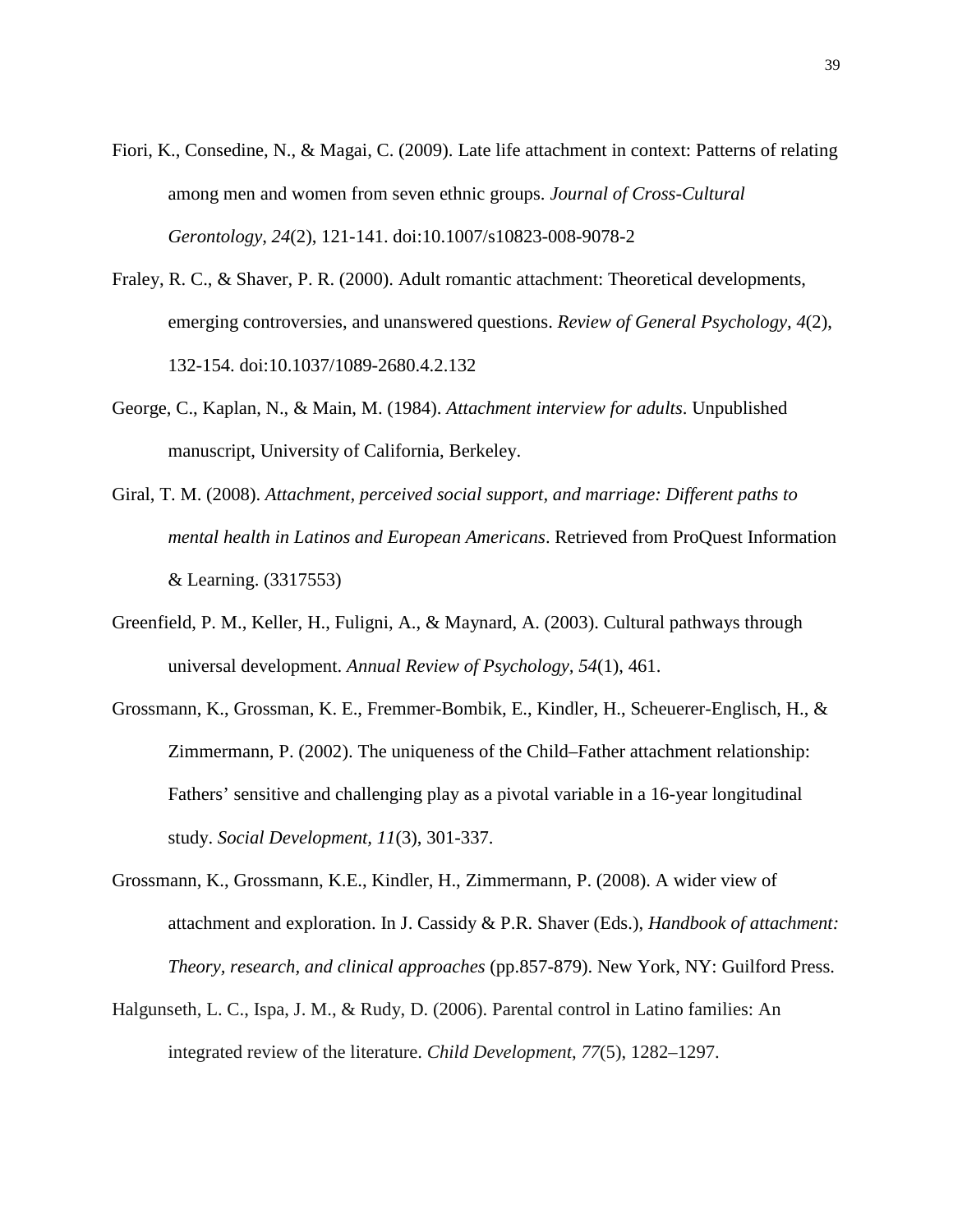Fiori, K., Consedine, N., & Magai, C. (2009). Late life attachment in context: Patterns of relating among men and women from seven ethnic groups. *Journal of Cross-Cultural Gerontology, 24*(2), 121-141. doi:10.1007/s10823-008-9078-2

Fraley, R. C., & Shaver, P. R. (2000). Adult romantic attachment: Theoretical developments, emerging controversies, and unanswered questions. *Review of General Psychology, 4*(2), 132-154. doi:10.1037/1089-2680.4.2.132

George, C., Kaplan, N., & Main, M. (1984). *Attachment interview for adults*. Unpublished manuscript, University of California, Berkeley.

Giral, T. M. (2008). *Attachment, perceived social support, and marriage: Different paths to mental health in Latinos and European Americans*. Retrieved from ProQuest Information & Learning. (3317553)

Greenfield, P. M., Keller, H., Fuligni, A., & Maynard, A. (2003). Cultural pathways through universal development. *Annual Review of Psychology, 54*(1), 461.

Grossmann, K., Grossman, K. E., Fremmer-Bombik, E., Kindler, H., Scheuerer-Englisch, H., & Zimmermann, P. (2002). The uniqueness of the Child–Father attachment relationship: Fathers' sensitive and challenging play as a pivotal variable in a 16-year longitudinal study. *Social Development, 11*(3), 301-337.

Grossmann, K., Grossmann, K.E., Kindler, H., Zimmermann, P. (2008). A wider view of attachment and exploration. In J. Cassidy & P.R. Shaver (Eds.), *Handbook of attachment: Theory, research, and clinical approaches* (pp.857-879). New York, NY: Guilford Press.

Halgunseth, L. C., Ispa, J. M., & Rudy, D. (2006). Parental control in Latino families: An integrated review of the literature. *Child Development*, *77*(5), 1282–1297.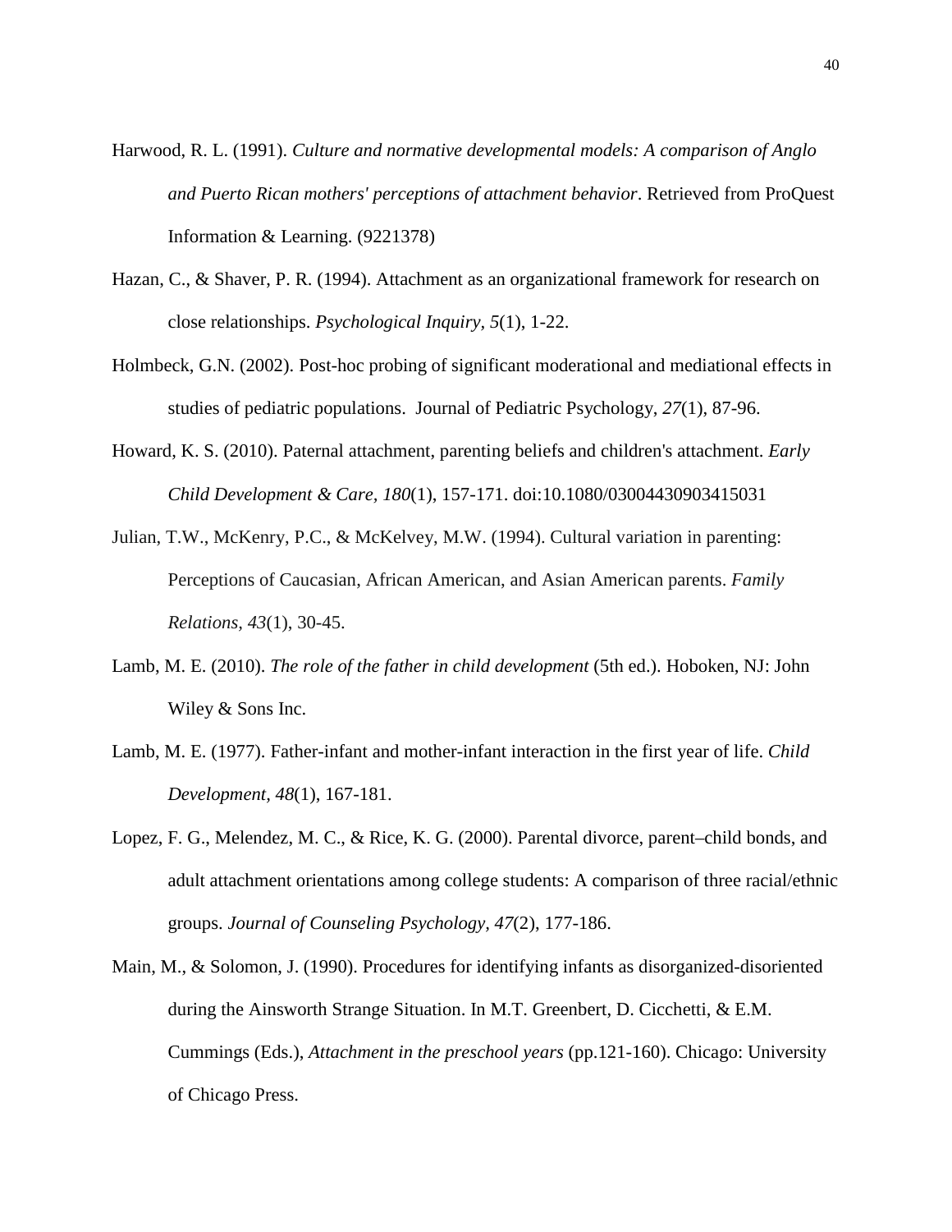Harwood, R. L. (1991). *Culture and normative developmental models: A comparison of Anglo and Puerto Rican mothers' perceptions of attachment behavior*. Retrieved from ProQuest Information & Learning. (9221378)

Hazan, C., & Shaver, P. R. (1994). Attachment as an organizational framework for research on close relationships. *Psychological Inquiry, 5*(1), 1-22.

Holmbeck, G.N. (2002). Post-hoc probing of significant moderational and mediational effects in studies of pediatric populations. Journal of Pediatric Psychology, *27*(1), 87-96.

Howard, K. S. (2010). Paternal attachment, parenting beliefs and children's attachment. *Early Child Development & Care, 180*(1), 157-171. doi:10.1080/03004430903415031

Julian, T.W., McKenry, P.C., & McKelvey, M.W. (1994). Cultural variation in parenting: Perceptions of Caucasian, African American, and Asian American parents. *Family Relations, 43*(1), 30-45.

Lamb, M. E. (2010). *The role of the father in child development* (5th ed.). Hoboken, NJ: John Wiley & Sons Inc.

Lamb, M. E. (1977). Father-infant and mother-infant interaction in the first year of life. *Child Development, 48*(1), 167-181.

Lopez, F. G., Melendez, M. C., & Rice, K. G. (2000). Parental divorce, parent–child bonds, and adult attachment orientations among college students: A comparison of three racial/ethnic groups. *Journal of Counseling Psychology, 47*(2), 177-186.

Main, M., & Solomon, J. (1990). Procedures for identifying infants as disorganized-disoriented during the Ainsworth Strange Situation. In M.T. Greenbert, D. Cicchetti, & E.M. Cummings (Eds.), *Attachment in the preschool years* (pp.121-160). Chicago: University of Chicago Press.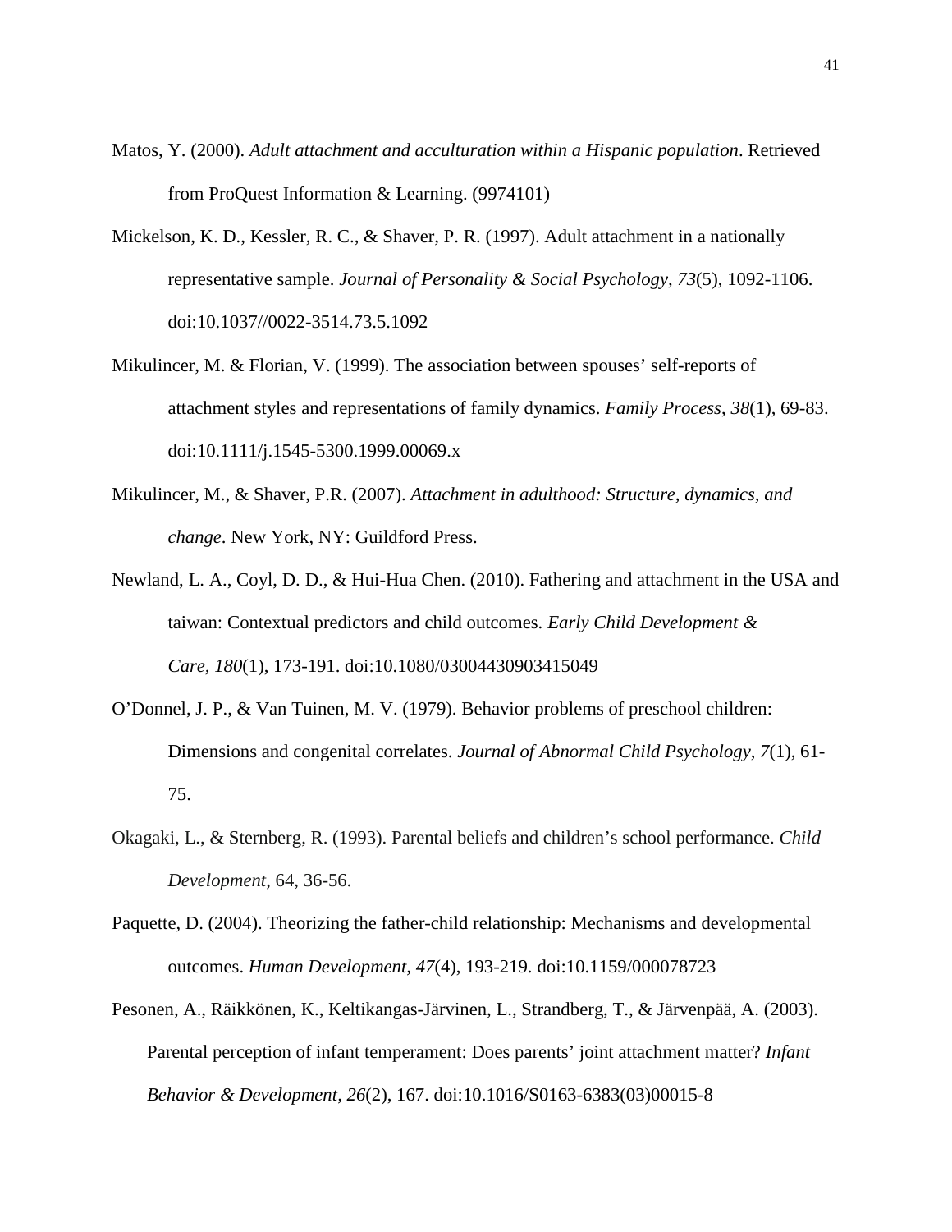Matos, Y. (2000). *Adult attachment and acculturation within a Hispanic population*. Retrieved from ProQuest Information & Learning. (9974101)

Mickelson, K. D., Kessler, R. C., & Shaver, P. R. (1997). Adult attachment in a nationally representative sample. *Journal of Personality & Social Psychology, 73*(5), 1092-1106. doi:10.1037//0022-3514.73.5.1092

Mikulincer, M. & Florian, V. (1999). The association between spouses' self-reports of attachment styles and representations of family dynamics. *Family Process*, *38*(1), 69-83. doi:10.1111/j.1545-5300.1999.00069.x

Mikulincer, M., & Shaver, P.R. (2007). *Attachment in adulthood: Structure, dynamics, and change*. New York, NY: Guildford Press.

Newland, L. A., Coyl, D. D., & Hui-Hua Chen. (2010). Fathering and attachment in the USA and taiwan: Contextual predictors and child outcomes. *Early Child Development & Care, 180*(1), 173-191. doi:10.1080/03004430903415049

O'Donnel, J. P., & Van Tuinen, M. V. (1979). Behavior problems of preschool children: Dimensions and congenital correlates. *Journal of Abnormal Child Psychology*, *7*(1), 61-75.

Okagaki, L., & Sternberg, R. (1993). Parental beliefs and children's school performance. *Child Development*, 64, 36-56.

Paquette, D. (2004). Theorizing the father-child relationship: Mechanisms and developmental outcomes. *Human Development, 47*(4), 193-219. doi:10.1159/000078723

Pesonen, A., Räikkönen, K., Keltikangas-Järvinen, L., Strandberg, T., & Järvenpää, A. (2003). Parental perception of infant temperament: Does parents' joint attachment matter? *Infant Behavior & Development, 26*(2), 167. doi:10.1016/S0163-6383(03)00015-8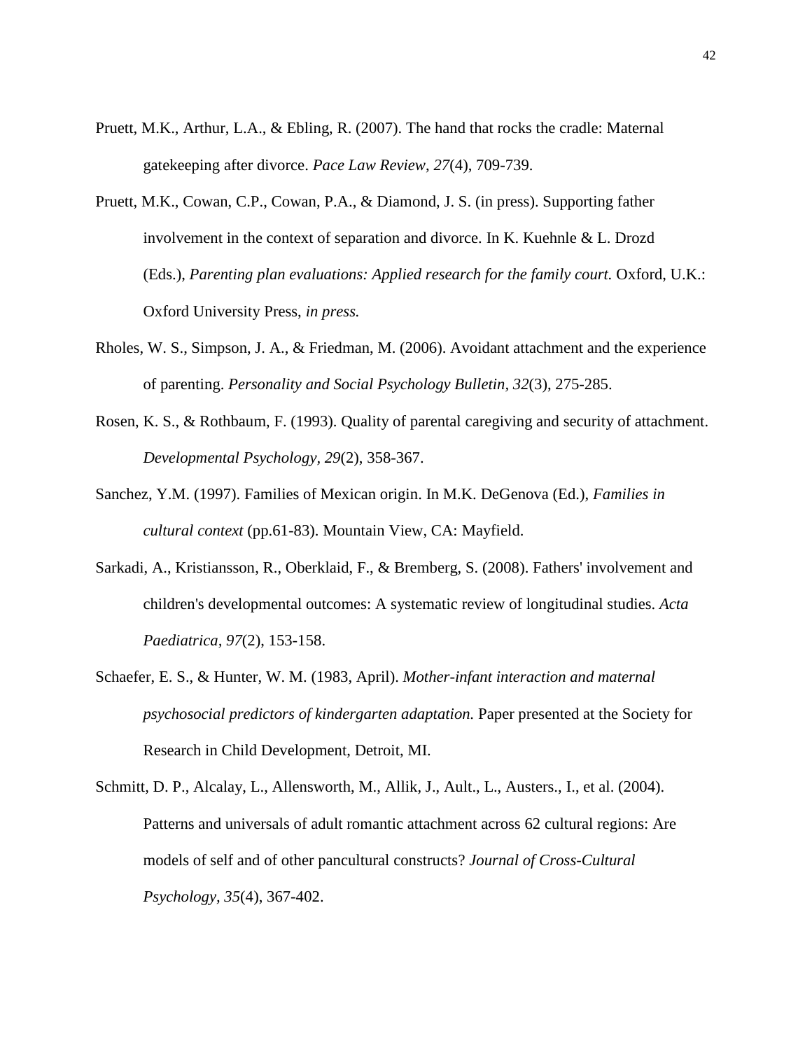Pruett, M.K., Arthur, L.A., & Ebling, R. (2007). The hand that rocks the cradle: Maternal gatekeeping after divorce. *Pace Law Review*, *27*(4), 709-739.

Pruett, M.K., Cowan, C.P., Cowan, P.A., & Diamond, J. S. (in press). Supporting father involvement in the context of separation and divorce. In K. Kuehnle & L. Drozd (Eds.), *Parenting plan evaluations: Applied research for the family court.* Oxford, U.K.: Oxford University Press, *in press.*

Rholes, W. S., Simpson, J. A., & Friedman, M. (2006). Avoidant attachment and the experience of parenting. *Personality and Social Psychology Bulletin, 32*(3), 275-285.

Rosen, K. S., & Rothbaum, F. (1993). Quality of parental caregiving and security of attachment. *Developmental Psychology, 29*(2), 358-367.

Sanchez, Y.M. (1997). Families of Mexican origin. In M.K. DeGenova (Ed.), *Families in cultural context* (pp.61-83). Mountain View, CA: Mayfield.

Sarkadi, A., Kristiansson, R., Oberklaid, F., & Bremberg, S. (2008). Fathers' involvement and children's developmental outcomes: A systematic review of longitudinal studies. *Acta Paediatrica, 97*(2), 153-158.

Schaefer, E. S., & Hunter, W. M. (1983, April). *Mother-infant interaction and maternal psychosocial predictors of kindergarten adaptation.* Paper presented at the Society for Research in Child Development, Detroit, MI.

Schmitt, D. P., Alcalay, L., Allensworth, M., Allik, J., Ault., L., Austers., I., et al. (2004). Patterns and universals of adult romantic attachment across 62 cultural regions: Are models of self and of other pancultural constructs? *Journal of Cross-Cultural Psychology, 35*(4), 367-402.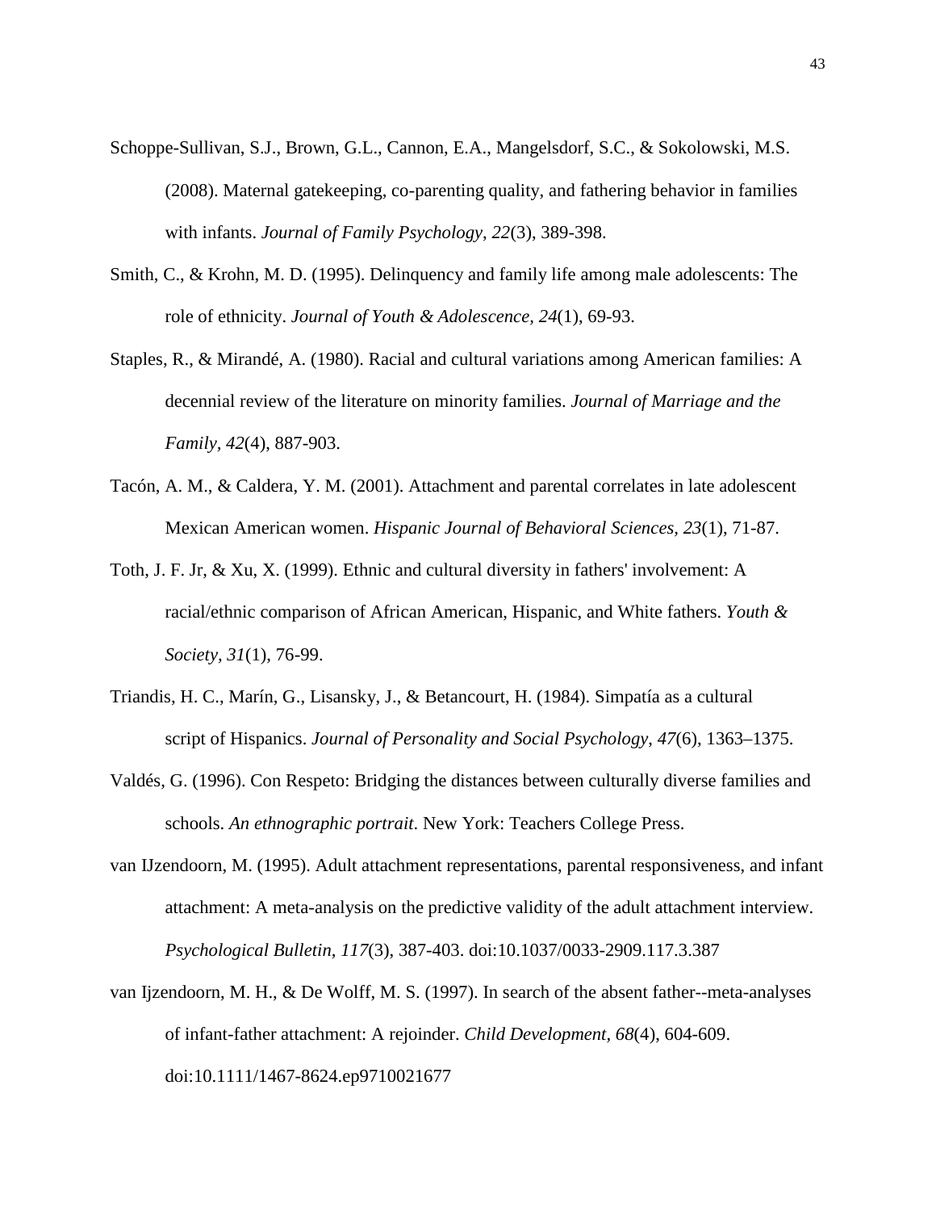Schoppe-Sullivan, S.J., Brown, G.L., Cannon, E.A., Mangelsdorf, S.C., & Sokolowski, M.S. (2008). Maternal gatekeeping, co-parenting quality, and fathering behavior in families with infants. *Journal of Family Psychology, 22*(3), 389-398.

Smith, C., & Krohn, M. D. (1995). Delinquency and family life among male adolescents: The role of ethnicity. *Journal of Youth & Adolescence, 24*(1), 69-93.

Staples, R., & Mirandé, A. (1980). Racial and cultural variations among American families: A decennial review of the literature on minority families. *Journal of Marriage and the Family, 42*(4), 887-903.

Tacón, A. M., & Caldera, Y. M. (2001). Attachment and parental correlates in late adolescent Mexican American women. *Hispanic Journal of Behavioral Sciences, 23*(1), 71-87.

Toth, J. F. Jr, & Xu, X. (1999). Ethnic and cultural diversity in fathers' involvement: A racial/ethnic comparison of African American, Hispanic, and White fathers. *Youth & Society, 31*(1), 76-99.

Triandis, H. C., Marín, G., Lisansky, J., & Betancourt, H. (1984). Simpatía as a cultural script of Hispanics. *Journal of Personality and Social Psychology*, *47*(6), 1363–1375.

Valdés, G. (1996). Con Respeto: Bridging the distances between culturally diverse families and schools. *An ethnographic portrait*. New York: Teachers College Press.

van IJzendoorn, M. (1995). Adult attachment representations, parental responsiveness, and infant attachment: A meta-analysis on the predictive validity of the adult attachment interview. *Psychological Bulletin, 117*(3), 387-403. doi:10.1037/0033-2909.117.3.387

van Ijzendoorn, M. H., & De Wolff, M. S. (1997). In search of the absent father--meta-analyses of infant-father attachment: A rejoinder. *Child Development, 68*(4), 604-609. doi:10.1111/1467-8624.ep9710021677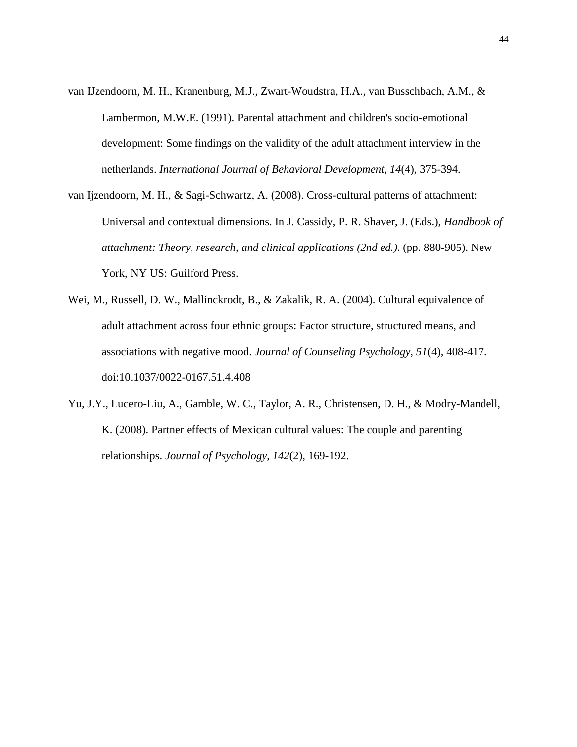van IJzendoorn, M. H., Kranenburg, M.J., Zwart-Woudstra, H.A., van Busschbach, A.M., & Lambermon, M.W.E. (1991). Parental attachment and children's socio-emotional development: Some findings on the validity of the adult attachment interview in the netherlands. *International Journal of Behavioral Development, 14*(4), 375-394.

van Ijzendoorn, M. H., & Sagi-Schwartz, A. (2008). Cross-cultural patterns of attachment: Universal and contextual dimensions. In J. Cassidy, P. R. Shaver, J. (Eds.), *Handbook of attachment: Theory, research, and clinical applications (2nd ed.).* (pp. 880-905). New York, NY US: Guilford Press.

Wei, M., Russell, D. W., Mallinckrodt, B., & Zakalik, R. A. (2004). Cultural equivalence of adult attachment across four ethnic groups: Factor structure, structured means, and associations with negative mood. *Journal of Counseling Psychology, 51*(4), 408-417. doi:10.1037/0022-0167.51.4.408

Yu, J.Y., Lucero-Liu, A., Gamble, W. C., Taylor, A. R., Christensen, D. H., & Modry-Mandell, K. (2008). Partner effects of Mexican cultural values: The couple and parenting relationships. *Journal of Psychology, 142*(2), 169-192.